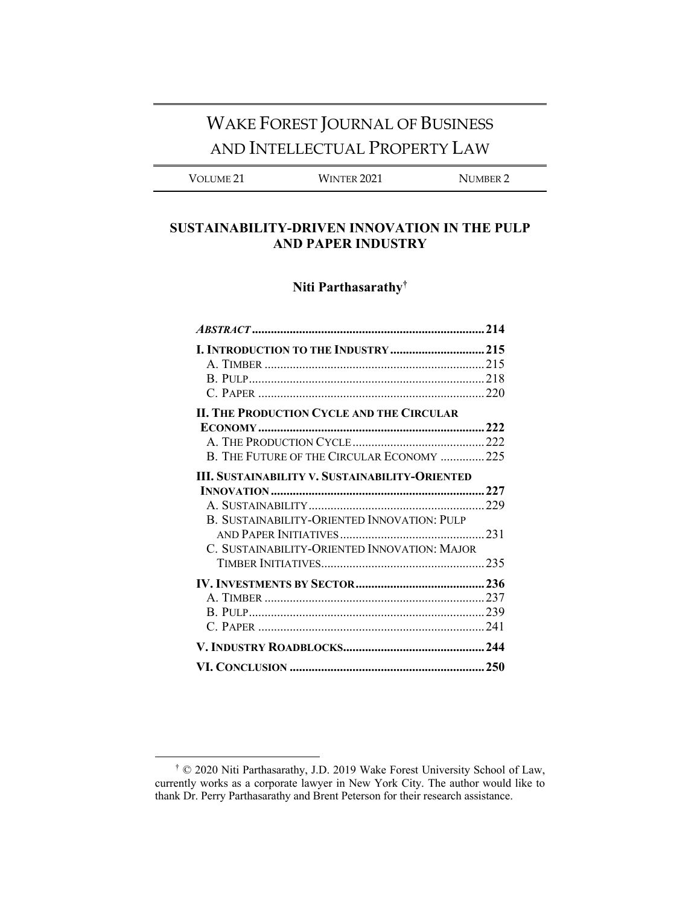# WAKE FOREST JOURNAL OF BUSINESS AND INTELLECTUAL PROPERTY LAW

VOLUME 21 | WINTER 2021 | NUMBER 2

## SUSTAINABILITY-DRIVEN INNOVATION IN THE PULP AND PAPER INDUSTRY

**Niti Parthasarathy**[†]

***ABSTRACT*** ..........................................................................**214**

**I. INTRODUCTION TO THE INDUSTRY** ..............................**215**
- A. TIMBER ......................................................................215
- B. PULP...........................................................................218
- C. PAPER ........................................................................220

**II. THE PRODUCTION CYCLE AND THE CIRCULAR ECONOMY** .........................................................................**222**
- A. THE PRODUCTION CYCLE ..........................................222
- B. THE FUTURE OF THE CIRCULAR ECONOMY ..............225

**III. SUSTAINABILITY V. SUSTAINABILITY-ORIENTED INNOVATION** ....................................................................**227**
- A. SUSTAINABILITY........................................................229
- B. SUSTAINABILITY-ORIENTED INNOVATION: PULP AND PAPER INITIATIVES..............................................231
- C. SUSTAINABILITY-ORIENTED INNOVATION: MAJOR TIMBER INITIATIVES....................................................235

**IV. INVESTMENTS BY SECTOR** .........................................**236**
- A. TIMBER ......................................................................237
- B. PULP...........................................................................239
- C. PAPER ........................................................................241

**V. INDUSTRY ROADBLOCKS**.............................................**244**

**VI. CONCLUSION** .............................................................**250**

---

[†] © 2020 Niti Parthasarathy, J.D. 2019 Wake Forest University School of Law, currently works as a corporate lawyer in New York City. The author would like to thank Dr. Perry Parthasarathy and Brent Peterson for their research assistance.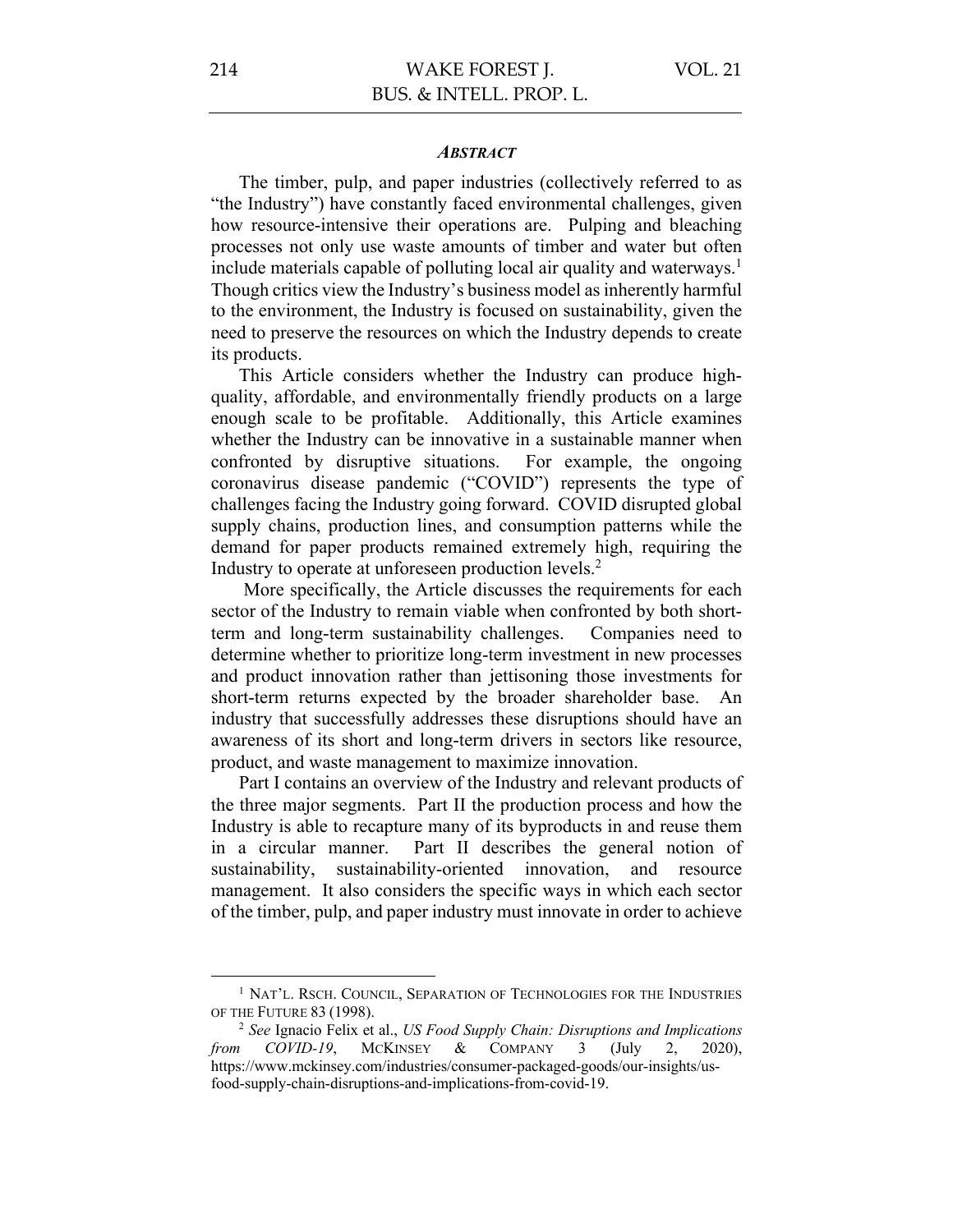## *ABSTRACT*

The timber, pulp, and paper industries (collectively referred to as "the Industry") have constantly faced environmental challenges, given how resource-intensive their operations are. Pulping and bleaching processes not only use waste amounts of timber and water but often include materials capable of polluting local air quality and waterways.[1] Though critics view the Industry's business model as inherently harmful to the environment, the Industry is focused on sustainability, given the need to preserve the resources on which the Industry depends to create its products.

This Article considers whether the Industry can produce high-quality, affordable, and environmentally friendly products on a large enough scale to be profitable. Additionally, this Article examines whether the Industry can be innovative in a sustainable manner when confronted by disruptive situations. For example, the ongoing coronavirus disease pandemic ("COVID") represents the type of challenges facing the Industry going forward. COVID disrupted global supply chains, production lines, and consumption patterns while the demand for paper products remained extremely high, requiring the Industry to operate at unforeseen production levels.[2]

More specifically, the Article discusses the requirements for each sector of the Industry to remain viable when confronted by both short-term and long-term sustainability challenges. Companies need to determine whether to prioritize long-term investment in new processes and product innovation rather than jettisoning those investments for short-term returns expected by the broader shareholder base. An industry that successfully addresses these disruptions should have an awareness of its short and long-term drivers in sectors like resource, product, and waste management to maximize innovation.

Part I contains an overview of the Industry and relevant products of the three major segments. Part II the production process and how the Industry is able to recapture many of its byproducts in and reuse them in a circular manner. Part II describes the general notion of sustainability, sustainability-oriented innovation, and resource management. It also considers the specific ways in which each sector of the timber, pulp, and paper industry must innovate in order to achieve

---

[1] NAT'L. RSCH. COUNCIL, SEPARATION OF TECHNOLOGIES FOR THE INDUSTRIES OF THE FUTURE 83 (1998).

[2] *See* Ignacio Felix et al., *US Food Supply Chain: Disruptions and Implications from COVID-19*, MCKINSEY & COMPANY 3 (July 2, 2020), https://www.mckinsey.com/industries/consumer-packaged-goods/our-insights/us-food-supply-chain-disruptions-and-implications-from-covid-19.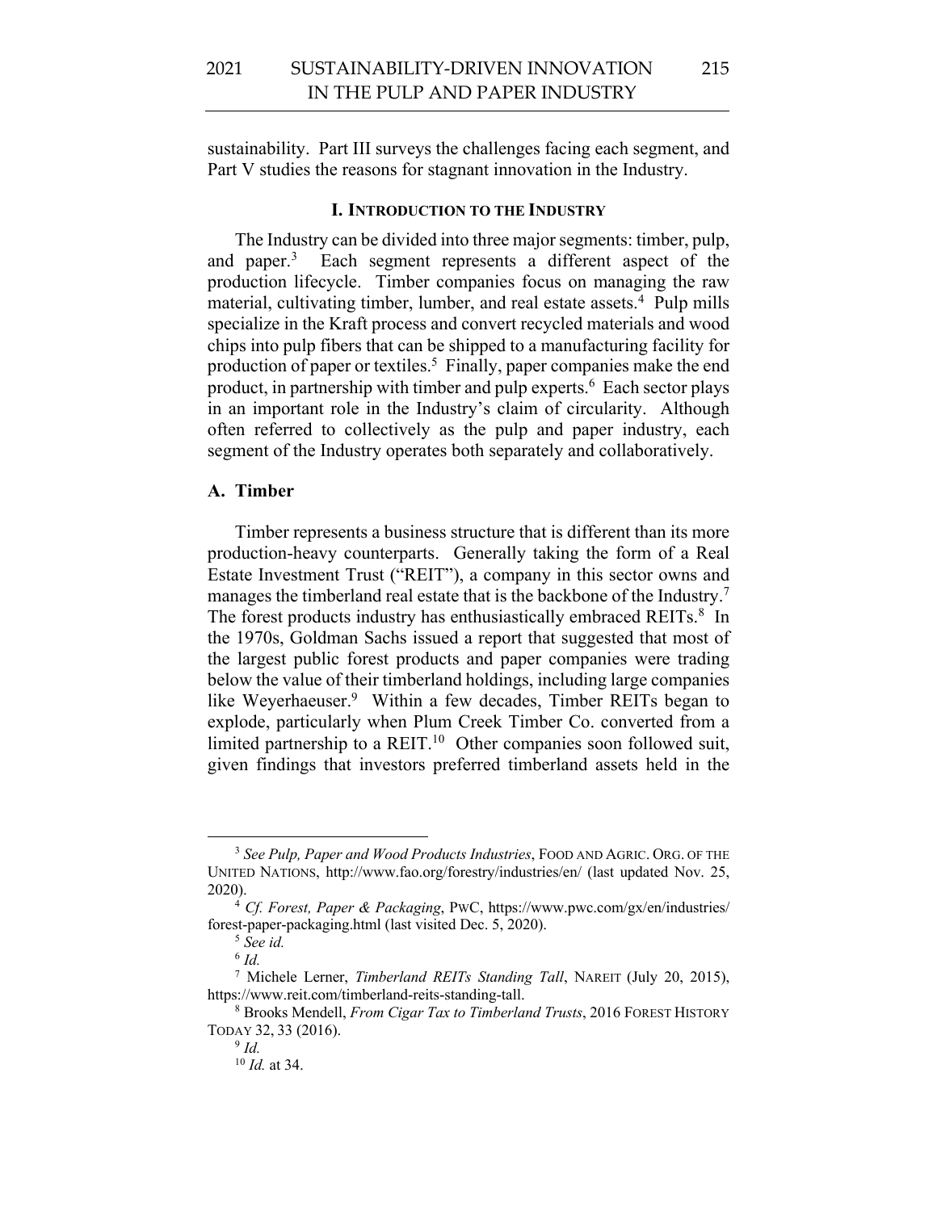sustainability. Part III surveys the challenges facing each segment, and Part V studies the reasons for stagnant innovation in the Industry.

## I. Introduction to the Industry

The Industry can be divided into three major segments: timber, pulp, and paper.[3] Each segment represents a different aspect of the production lifecycle. Timber companies focus on managing the raw material, cultivating timber, lumber, and real estate assets.[4] Pulp mills specialize in the Kraft process and convert recycled materials and wood chips into pulp fibers that can be shipped to a manufacturing facility for production of paper or textiles.[5] Finally, paper companies make the end product, in partnership with timber and pulp experts.[6] Each sector plays in an important role in the Industry's claim of circularity. Although often referred to collectively as the pulp and paper industry, each segment of the Industry operates both separately and collaboratively.

### A. Timber

Timber represents a business structure that is different than its more production-heavy counterparts. Generally taking the form of a Real Estate Investment Trust ("REIT"), a company in this sector owns and manages the timberland real estate that is the backbone of the Industry.[7] The forest products industry has enthusiastically embraced REITs.[8] In the 1970s, Goldman Sachs issued a report that suggested that most of the largest public forest products and paper companies were trading below the value of their timberland holdings, including large companies like Weyerhaeuser.[9] Within a few decades, Timber REITs began to explode, particularly when Plum Creek Timber Co. converted from a limited partnership to a REIT.[10] Other companies soon followed suit, given findings that investors preferred timberland assets held in the

---

[3] *See Pulp, Paper and Wood Products Industries*, FOOD AND AGRIC. ORG. OF THE UNITED NATIONS, http://www.fao.org/forestry/industries/en/ (last updated Nov. 25, 2020).

[4] *Cf. Forest, Paper & Packaging*, PWC, https://www.pwc.com/gx/en/industries/forest-paper-packaging.html (last visited Dec. 5, 2020).

[5] *See id.*

[6] *Id.*

[7] Michele Lerner, *Timberland REITs Standing Tall*, NAREIT (July 20, 2015), https://www.reit.com/timberland-reits-standing-tall.

[8] Brooks Mendell, *From Cigar Tax to Timberland Trusts*, 2016 FOREST HISTORY TODAY 32, 33 (2016).

[9] *Id.*

[10] *Id.* at 34.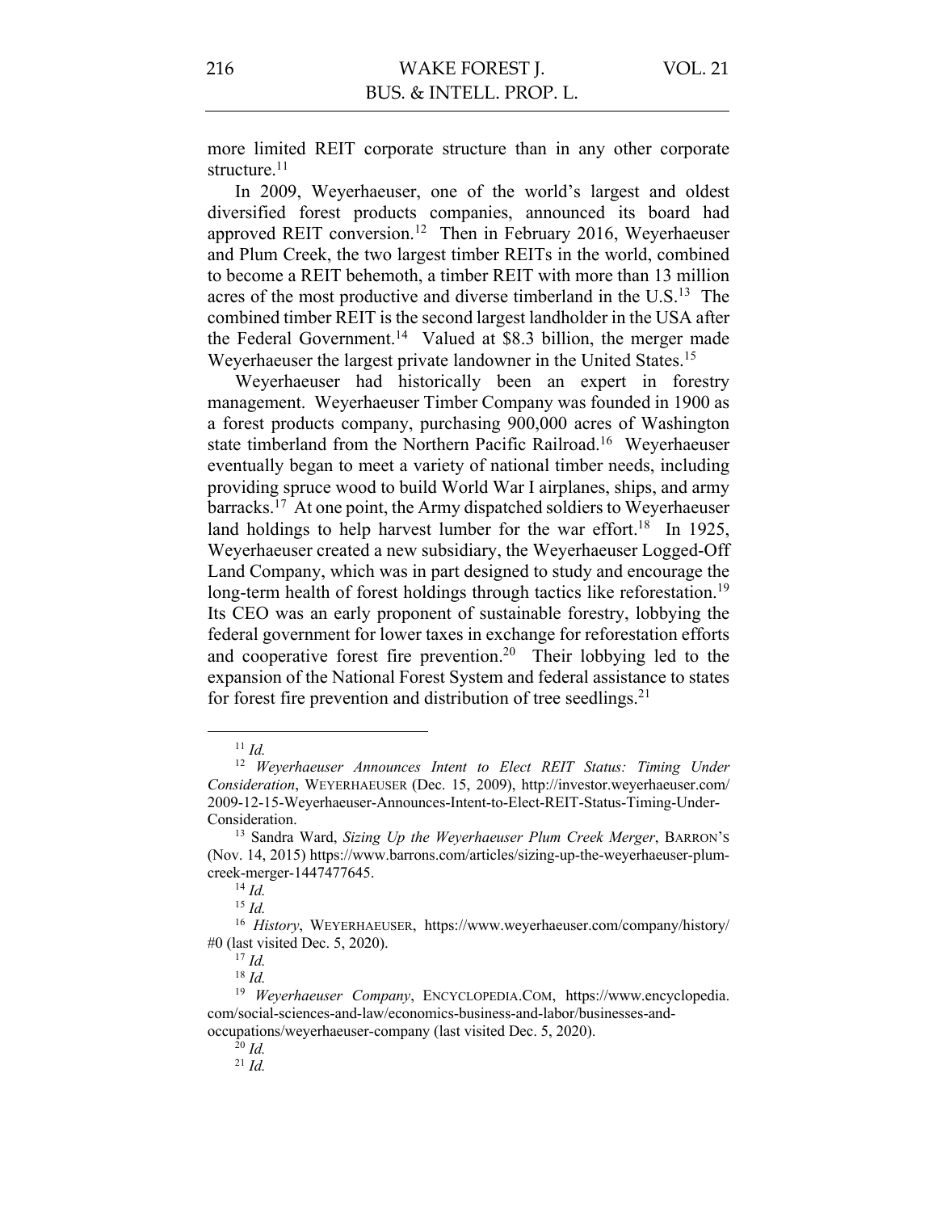more limited REIT corporate structure than in any other corporate structure.[11]

In 2009, Weyerhaeuser, one of the world's largest and oldest diversified forest products companies, announced its board had approved REIT conversion.[12] Then in February 2016, Weyerhaeuser and Plum Creek, the two largest timber REITs in the world, combined to become a REIT behemoth, a timber REIT with more than 13 million acres of the most productive and diverse timberland in the U.S.[13] The combined timber REIT is the second largest landholder in the USA after the Federal Government.[14] Valued at $8.3 billion, the merger made Weyerhaeuser the largest private landowner in the United States.[15]

Weyerhaeuser had historically been an expert in forestry management. Weyerhaeuser Timber Company was founded in 1900 as a forest products company, purchasing 900,000 acres of Washington state timberland from the Northern Pacific Railroad.[16] Weyerhaeuser eventually began to meet a variety of national timber needs, including providing spruce wood to build World War I airplanes, ships, and army barracks.[17] At one point, the Army dispatched soldiers to Weyerhaeuser land holdings to help harvest lumber for the war effort.[18] In 1925, Weyerhaeuser created a new subsidiary, the Weyerhaeuser Logged-Off Land Company, which was in part designed to study and encourage the long-term health of forest holdings through tactics like reforestation.[19] Its CEO was an early proponent of sustainable forestry, lobbying the federal government for lower taxes in exchange for reforestation efforts and cooperative forest fire prevention.[20] Their lobbying led to the expansion of the National Forest System and federal assistance to states for forest fire prevention and distribution of tree seedlings.[21]

---

[11] *Id.*

[12] *Weyerhaeuser Announces Intent to Elect REIT Status: Timing Under Consideration*, WEYERHAEUSER (Dec. 15, 2009), http://investor.weyerhaeuser.com/2009-12-15-Weyerhaeuser-Announces-Intent-to-Elect-REIT-Status-Timing-Under-Consideration.

[13] Sandra Ward, *Sizing Up the Weyerhaeuser Plum Creek Merger*, BARRON'S (Nov. 14, 2015) https://www.barrons.com/articles/sizing-up-the-weyerhaeuser-plum-creek-merger-1447477645.

[14] *Id.*

[15] *Id.*

[16] *History*, WEYERHAEUSER, https://www.weyerhaeuser.com/company/history/#0 (last visited Dec. 5, 2020).

[17] *Id.*

[18] *Id.*

[19] *Weyerhaeuser Company*, ENCYCLOPEDIA.COM, https://www.encyclopedia.com/social-sciences-and-law/economics-business-and-labor/businesses-and-occupations/weyerhaeuser-company (last visited Dec. 5, 2020).

[20] *Id.*

[21] *Id.*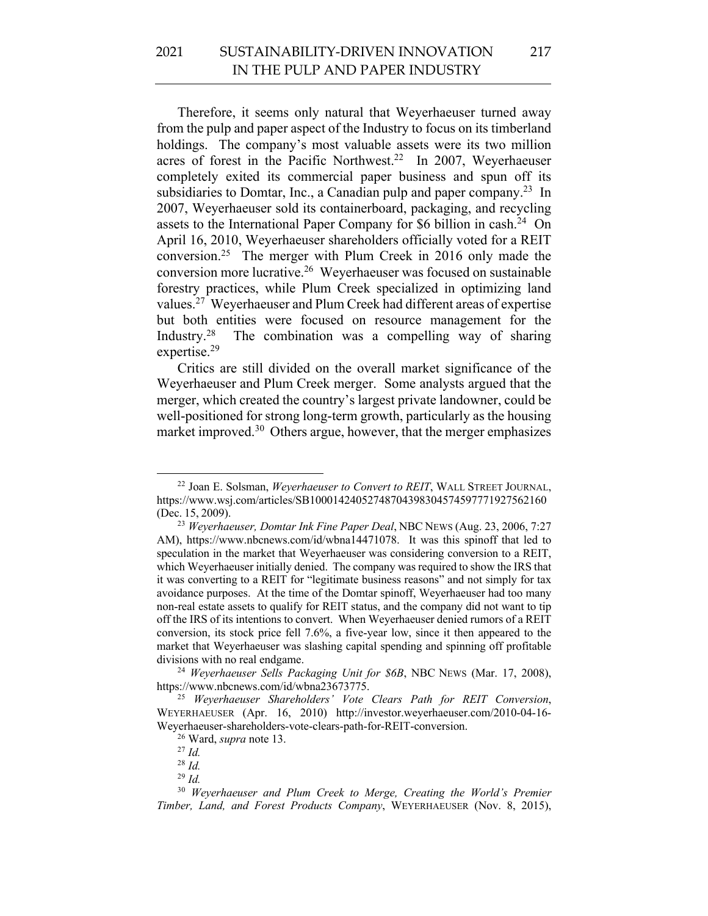Therefore, it seems only natural that Weyerhaeuser turned away from the pulp and paper aspect of the Industry to focus on its timberland holdings. The company's most valuable assets were its two million acres of forest in the Pacific Northwest.[22] In 2007, Weyerhaeuser completely exited its commercial paper business and spun off its subsidiaries to Domtar, Inc., a Canadian pulp and paper company.[23] In 2007, Weyerhaeuser sold its containerboard, packaging, and recycling assets to the International Paper Company for $6 billion in cash.[24] On April 16, 2010, Weyerhaeuser shareholders officially voted for a REIT conversion.[25] The merger with Plum Creek in 2016 only made the conversion more lucrative.[26] Weyerhaeuser was focused on sustainable forestry practices, while Plum Creek specialized in optimizing land values.[27] Weyerhaeuser and Plum Creek had different areas of expertise but both entities were focused on resource management for the Industry.[28] The combination was a compelling way of sharing expertise.[29]

Critics are still divided on the overall market significance of the Weyerhaeuser and Plum Creek merger. Some analysts argued that the merger, which created the country's largest private landowner, could be well-positioned for strong long-term growth, particularly as the housing market improved.[30] Others argue, however, that the merger emphasizes

---

[22] Joan E. Solsman, *Weyerhaeuser to Convert to REIT*, WALL STREET JOURNAL, https://www.wsj.com/articles/SB10001424052748704398304574597771927562160 (Dec. 15, 2009).

[23] *Weyerhaeuser, Domtar Ink Fine Paper Deal*, NBC NEWS (Aug. 23, 2006, 7:27 AM), https://www.nbcnews.com/id/wbna14471078. It was this spinoff that led to speculation in the market that Weyerhaeuser was considering conversion to a REIT, which Weyerhaeuser initially denied. The company was required to show the IRS that it was converting to a REIT for "legitimate business reasons" and not simply for tax avoidance purposes. At the time of the Domtar spinoff, Weyerhaeuser had too many non-real estate assets to qualify for REIT status, and the company did not want to tip off the IRS of its intentions to convert. When Weyerhaeuser denied rumors of a REIT conversion, its stock price fell 7.6%, a five-year low, since it then appeared to the market that Weyerhaeuser was slashing capital spending and spinning off profitable divisions with no real endgame.

[24] *Weyerhaeuser Sells Packaging Unit for $6B*, NBC NEWS (Mar. 17, 2008), https://www.nbcnews.com/id/wbna23673775.

[25] *Weyerhaeuser Shareholders' Vote Clears Path for REIT Conversion*, WEYERHAEUSER (Apr. 16, 2010) http://investor.weyerhaeuser.com/2010-04-16-Weyerhaeuser-shareholders-vote-clears-path-for-REIT-conversion.

[26] Ward, *supra* note 13.

[27] *Id.*

[28] *Id.*

[29] *Id.*

[30] *Weyerhaeuser and Plum Creek to Merge, Creating the World's Premier Timber, Land, and Forest Products Company*, WEYERHAEUSER (Nov. 8, 2015),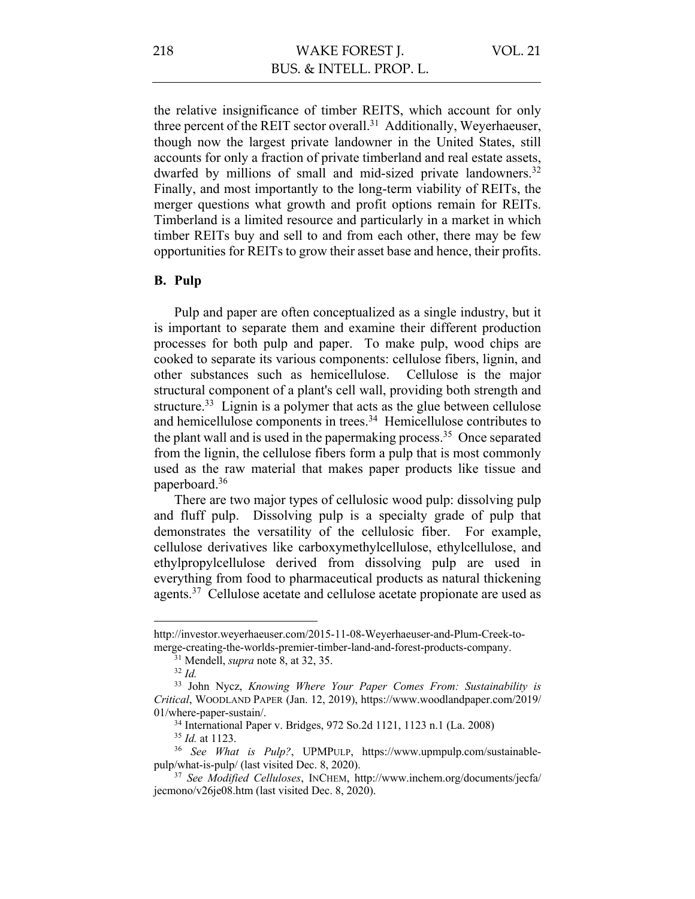the relative insignificance of timber REITS, which account for only three percent of the REIT sector overall.[31] Additionally, Weyerhaeuser, though now the largest private landowner in the United States, still accounts for only a fraction of private timberland and real estate assets, dwarfed by millions of small and mid-sized private landowners.[32] Finally, and most importantly to the long-term viability of REITs, the merger questions what growth and profit options remain for REITs. Timberland is a limited resource and particularly in a market in which timber REITs buy and sell to and from each other, there may be few opportunities for REITs to grow their asset base and hence, their profits.

### B. Pulp

Pulp and paper are often conceptualized as a single industry, but it is important to separate them and examine their different production processes for both pulp and paper. To make pulp, wood chips are cooked to separate its various components: cellulose fibers, lignin, and other substances such as hemicellulose. Cellulose is the major structural component of a plant's cell wall, providing both strength and structure.[33] Lignin is a polymer that acts as the glue between cellulose and hemicellulose components in trees.[34] Hemicellulose contributes to the plant wall and is used in the papermaking process.[35] Once separated from the lignin, the cellulose fibers form a pulp that is most commonly used as the raw material that makes paper products like tissue and paperboard.[36]

There are two major types of cellulosic wood pulp: dissolving pulp and fluff pulp. Dissolving pulp is a specialty grade of pulp that demonstrates the versatility of the cellulosic fiber. For example, cellulose derivatives like carboxymethylcellulose, ethylcellulose, and ethylpropylcellulose derived from dissolving pulp are used in everything from food to pharmaceutical products as natural thickening agents.[37] Cellulose acetate and cellulose acetate propionate are used as

---

http://investor.weyerhaeuser.com/2015-11-08-Weyerhaeuser-and-Plum-Creek-to-merge-creating-the-worlds-premier-timber-land-and-forest-products-company.

[31] Mendell, *supra* note 8, at 32, 35.

[32] *Id.*

[33] John Nycz, *Knowing Where Your Paper Comes From: Sustainability is Critical*, WOODLAND PAPER (Jan. 12, 2019), https://www.woodlandpaper.com/2019/01/where-paper-sustain/.

[34] International Paper v. Bridges, 972 So.2d 1121, 1123 n.1 (La. 2008)

[35] *Id.* at 1123.

[36] *See What is Pulp?*, UPMPULP, https://www.upmpulp.com/sustainable-pulp/what-is-pulp/ (last visited Dec. 8, 2020).

[37] *See Modified Celluloses*, INCHEM, http://www.inchem.org/documents/jecfa/jecmono/v26je08.htm (last visited Dec. 8, 2020).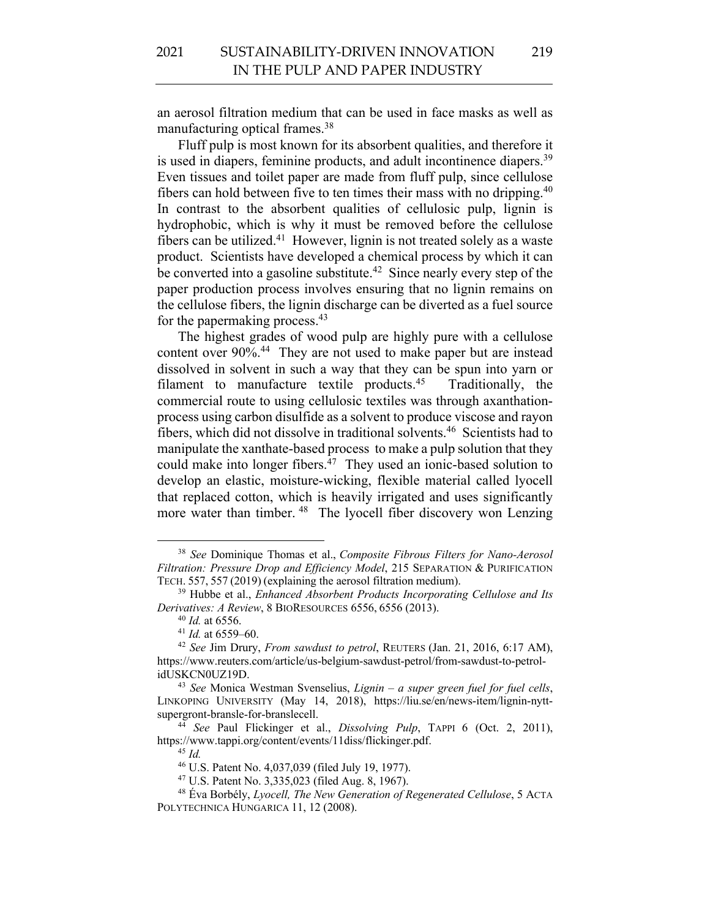an aerosol filtration medium that can be used in face masks as well as manufacturing optical frames.[38]

Fluff pulp is most known for its absorbent qualities, and therefore it is used in diapers, feminine products, and adult incontinence diapers.[39] Even tissues and toilet paper are made from fluff pulp, since cellulose fibers can hold between five to ten times their mass with no dripping.[40] In contrast to the absorbent qualities of cellulosic pulp, lignin is hydrophobic, which is why it must be removed before the cellulose fibers can be utilized.[41] However, lignin is not treated solely as a waste product. Scientists have developed a chemical process by which it can be converted into a gasoline substitute.[42] Since nearly every step of the paper production process involves ensuring that no lignin remains on the cellulose fibers, the lignin discharge can be diverted as a fuel source for the papermaking process.[43]

The highest grades of wood pulp are highly pure with a cellulose content over 90%.[44] They are not used to make paper but are instead dissolved in solvent in such a way that they can be spun into yarn or filament to manufacture textile products.[45] Traditionally, the commercial route to using cellulosic textiles was through axanthation-process using carbon disulfide as a solvent to produce viscose and rayon fibers, which did not dissolve in traditional solvents.[46] Scientists had to manipulate the xanthate-based process to make a pulp solution that they could make into longer fibers.[47] They used an ionic-based solution to develop an elastic, moisture-wicking, flexible material called lyocell that replaced cotton, which is heavily irrigated and uses significantly more water than timber.[48] The lyocell fiber discovery won Lenzing

---

[38] *See* Dominique Thomas et al., *Composite Fibrous Filters for Nano-Aerosol Filtration: Pressure Drop and Efficiency Model*, 215 SEPARATION & PURIFICATION TECH. 557, 557 (2019) (explaining the aerosol filtration medium).

[39] Hubbe et al., *Enhanced Absorbent Products Incorporating Cellulose and Its Derivatives: A Review*, 8 BIORESOURCES 6556, 6556 (2013).

[40] *Id.* at 6556.

[41] *Id.* at 6559–60.

[42] *See* Jim Drury, *From sawdust to petrol*, REUTERS (Jan. 21, 2016, 6:17 AM), https://www.reuters.com/article/us-belgium-sawdust-petrol/from-sawdust-to-petrol-idUSKCN0UZ19D.

[43] *See* Monica Westman Svenselius, *Lignin – a super green fuel for fuel cells*, LINKOPING UNIVERSITY (May 14, 2018), https://liu.se/en/news-item/lignin-nytt-supergront-bransle-for-branslecell.

[44] *See* Paul Flickinger et al., *Dissolving Pulp*, TAPPI 6 (Oct. 2, 2011), https://www.tappi.org/content/events/11diss/flickinger.pdf.

[45] *Id.*

[46] U.S. Patent No. 4,037,039 (filed July 19, 1977).

[47] U.S. Patent No. 3,335,023 (filed Aug. 8, 1967).

[48] Éva Borbély, *Lyocell, The New Generation of Regenerated Cellulose*, 5 ACTA POLYTECHNICA HUNGARICA 11, 12 (2008).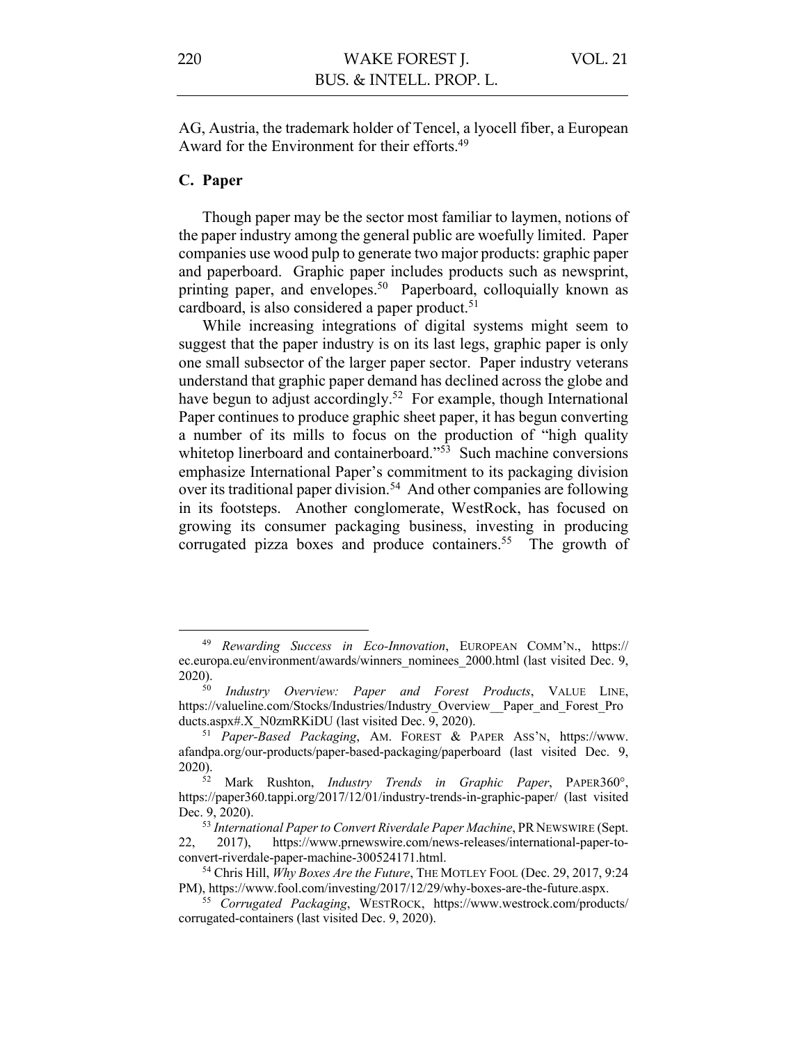AG, Austria, the trademark holder of Tencel, a lyocell fiber, a European Award for the Environment for their efforts.[49]

### C. Paper

Though paper may be the sector most familiar to laymen, notions of the paper industry among the general public are woefully limited. Paper companies use wood pulp to generate two major products: graphic paper and paperboard. Graphic paper includes products such as newsprint, printing paper, and envelopes.[50] Paperboard, colloquially known as cardboard, is also considered a paper product.[51]

While increasing integrations of digital systems might seem to suggest that the paper industry is on its last legs, graphic paper is only one small subsector of the larger paper sector. Paper industry veterans understand that graphic paper demand has declined across the globe and have begun to adjust accordingly.[52] For example, though International Paper continues to produce graphic sheet paper, it has begun converting a number of its mills to focus on the production of "high quality whitetop linerboard and containerboard."[53] Such machine conversions emphasize International Paper's commitment to its packaging division over its traditional paper division.[54] And other companies are following in its footsteps. Another conglomerate, WestRock, has focused on growing its consumer packaging business, investing in producing corrugated pizza boxes and produce containers.[55] The growth of

---

[49] *Rewarding Success in Eco-Innovation*, EUROPEAN COMM'N., https://ec.europa.eu/environment/awards/winners_nominees_2000.html (last visited Dec. 9, 2020).

[50] *Industry Overview: Paper and Forest Products*, VALUE LINE, https://valueline.com/Stocks/Industries/Industry_Overview__Paper_and_Forest_Products.aspx#.X_N0zmRKiDU (last visited Dec. 9, 2020).

[51] *Paper-Based Packaging*, AM. FOREST & PAPER ASS'N, https://www.afandpa.org/our-products/paper-based-packaging/paperboard (last visited Dec. 9, 2020).

[52] Mark Rushton, *Industry Trends in Graphic Paper*, PAPER360°, https://paper360.tappi.org/2017/12/01/industry-trends-in-graphic-paper/ (last visited Dec. 9, 2020).

[53] *International Paper to Convert Riverdale Paper Machine*, PR NEWSWIRE (Sept. 22, 2017), https://www.prnewswire.com/news-releases/international-paper-to-convert-riverdale-paper-machine-300524171.html.

[54] Chris Hill, *Why Boxes Are the Future*, THE MOTLEY FOOL (Dec. 29, 2017, 9:24 PM), https://www.fool.com/investing/2017/12/29/why-boxes-are-the-future.aspx.

[55] *Corrugated Packaging*, WESTROCK, https://www.westrock.com/products/corrugated-containers (last visited Dec. 9, 2020).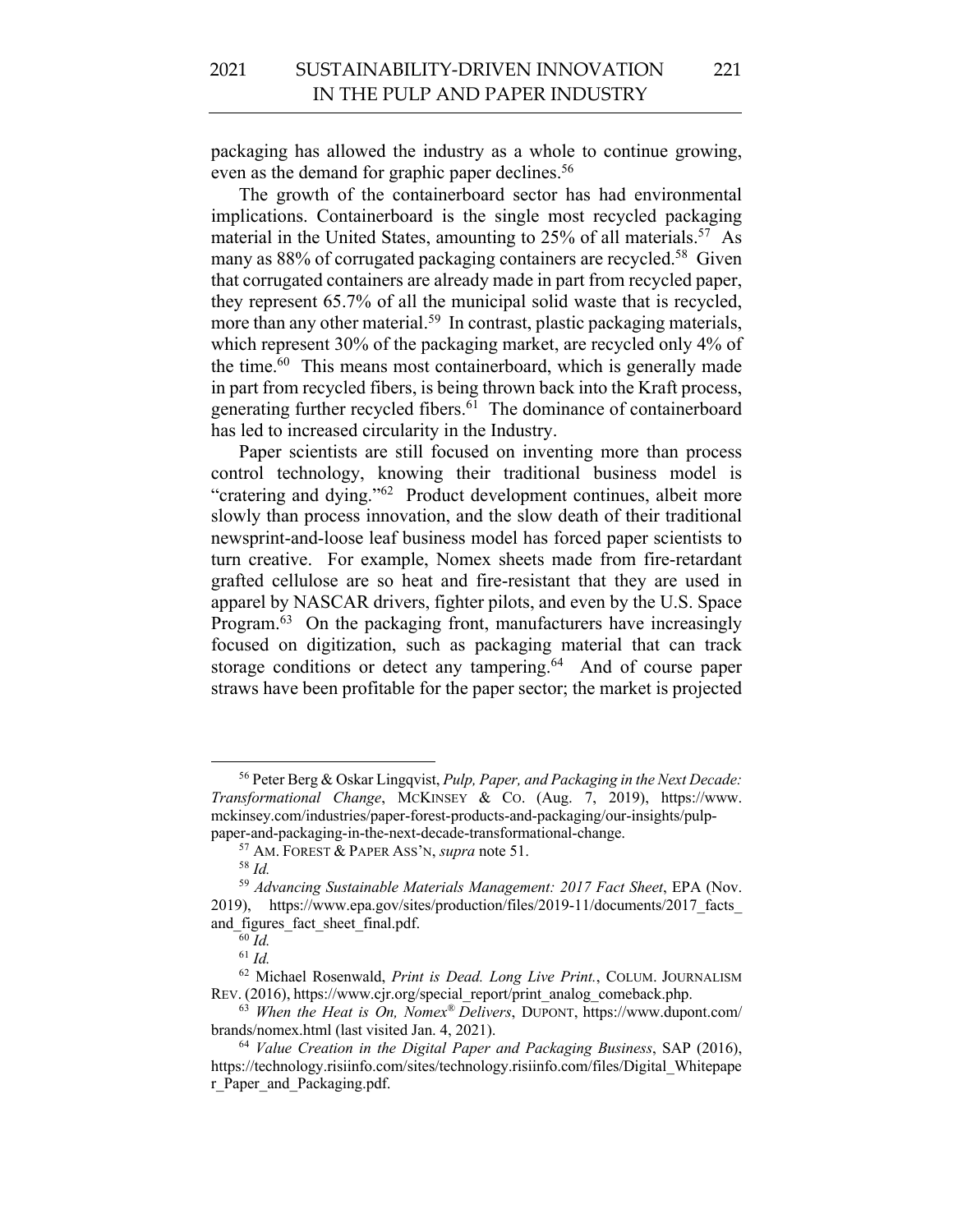packaging has allowed the industry as a whole to continue growing, even as the demand for graphic paper declines.[56]

The growth of the containerboard sector has had environmental implications. Containerboard is the single most recycled packaging material in the United States, amounting to 25% of all materials.[57] As many as 88% of corrugated packaging containers are recycled.[58] Given that corrugated containers are already made in part from recycled paper, they represent 65.7% of all the municipal solid waste that is recycled, more than any other material.[59] In contrast, plastic packaging materials, which represent 30% of the packaging market, are recycled only 4% of the time.[60] This means most containerboard, which is generally made in part from recycled fibers, is being thrown back into the Kraft process, generating further recycled fibers.[61] The dominance of containerboard has led to increased circularity in the Industry.

Paper scientists are still focused on inventing more than process control technology, knowing their traditional business model is "cratering and dying."[62] Product development continues, albeit more slowly than process innovation, and the slow death of their traditional newsprint-and-loose leaf business model has forced paper scientists to turn creative. For example, Nomex sheets made from fire-retardant grafted cellulose are so heat and fire-resistant that they are used in apparel by NASCAR drivers, fighter pilots, and even by the U.S. Space Program.[63] On the packaging front, manufacturers have increasingly focused on digitization, such as packaging material that can track storage conditions or detect any tampering.[64] And of course paper straws have been profitable for the paper sector; the market is projected

---

[56] Peter Berg & Oskar Lingqvist, *Pulp, Paper, and Packaging in the Next Decade: Transformational Change*, MCKINSEY & CO. (Aug. 7, 2019), https://www.mckinsey.com/industries/paper-forest-products-and-packaging/our-insights/pulp-paper-and-packaging-in-the-next-decade-transformational-change.

[57] AM. FOREST & PAPER ASS'N, *supra* note 51.

[58] *Id.*

[59] *Advancing Sustainable Materials Management: 2017 Fact Sheet*, EPA (Nov. 2019), https://www.epa.gov/sites/production/files/2019-11/documents/2017_facts_and_figures_fact_sheet_final.pdf.

[60] *Id.*

[61] *Id.*

[62] Michael Rosenwald, *Print is Dead. Long Live Print.*, COLUM. JOURNALISM REV. (2016), https://www.cjr.org/special_report/print_analog_comeback.php.

[63] *When the Heat is On, Nomex® Delivers*, DUPONT, https://www.dupont.com/brands/nomex.html (last visited Jan. 4, 2021).

[64] *Value Creation in the Digital Paper and Packaging Business*, SAP (2016), https://technology.risiinfo.com/sites/technology.risiinfo.com/files/Digital_Whitepaper_Paper_and_Packaging.pdf.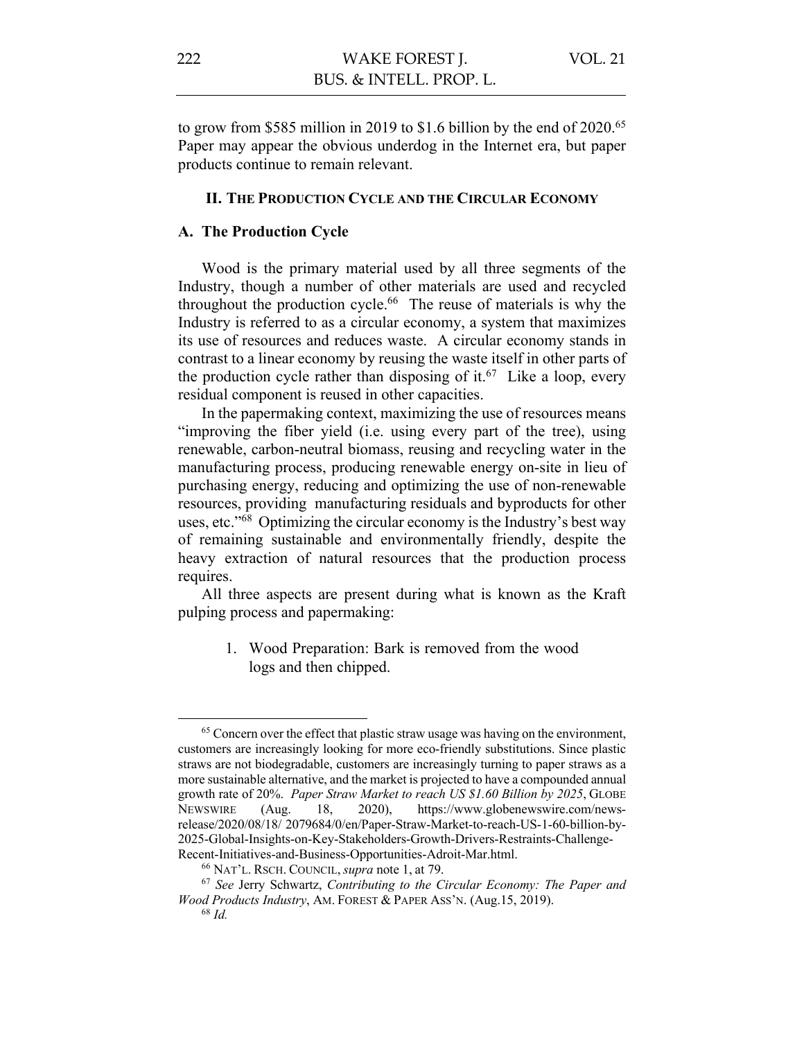to grow from $585 million in 2019 to $1.6 billion by the end of 2020.[65] Paper may appear the obvious underdog in the Internet era, but paper products continue to remain relevant.

## II. The Production Cycle and the Circular Economy

### A. The Production Cycle

Wood is the primary material used by all three segments of the Industry, though a number of other materials are used and recycled throughout the production cycle.[66] The reuse of materials is why the Industry is referred to as a circular economy, a system that maximizes its use of resources and reduces waste. A circular economy stands in contrast to a linear economy by reusing the waste itself in other parts of the production cycle rather than disposing of it.[67] Like a loop, every residual component is reused in other capacities.

In the papermaking context, maximizing the use of resources means "improving the fiber yield (i.e. using every part of the tree), using renewable, carbon-neutral biomass, reusing and recycling water in the manufacturing process, producing renewable energy on-site in lieu of purchasing energy, reducing and optimizing the use of non-renewable resources, providing manufacturing residuals and byproducts for other uses, etc."[68] Optimizing the circular economy is the Industry's best way of remaining sustainable and environmentally friendly, despite the heavy extraction of natural resources that the production process requires.

All three aspects are present during what is known as the Kraft pulping process and papermaking:

1. Wood Preparation: Bark is removed from the wood logs and then chipped.

---

[65] Concern over the effect that plastic straw usage was having on the environment, customers are increasingly looking for more eco-friendly substitutions. Since plastic straws are not biodegradable, customers are increasingly turning to paper straws as a more sustainable alternative, and the market is projected to have a compounded annual growth rate of 20%. *Paper Straw Market to reach US $1.60 Billion by 2025*, GLOBE NEWSWIRE (Aug. 18, 2020), https://www.globenewswire.com/news-release/2020/08/18/ 2079684/0/en/Paper-Straw-Market-to-reach-US-1-60-billion-by-2025-Global-Insights-on-Key-Stakeholders-Growth-Drivers-Restraints-Challenge-Recent-Initiatives-and-Business-Opportunities-Adroit-Mar.html.

[66] NAT'L. RSCH. COUNCIL, *supra* note 1, at 79.

[67] *See* Jerry Schwartz, *Contributing to the Circular Economy: The Paper and Wood Products Industry*, AM. FOREST & PAPER ASS'N. (Aug.15, 2019).

[68] *Id.*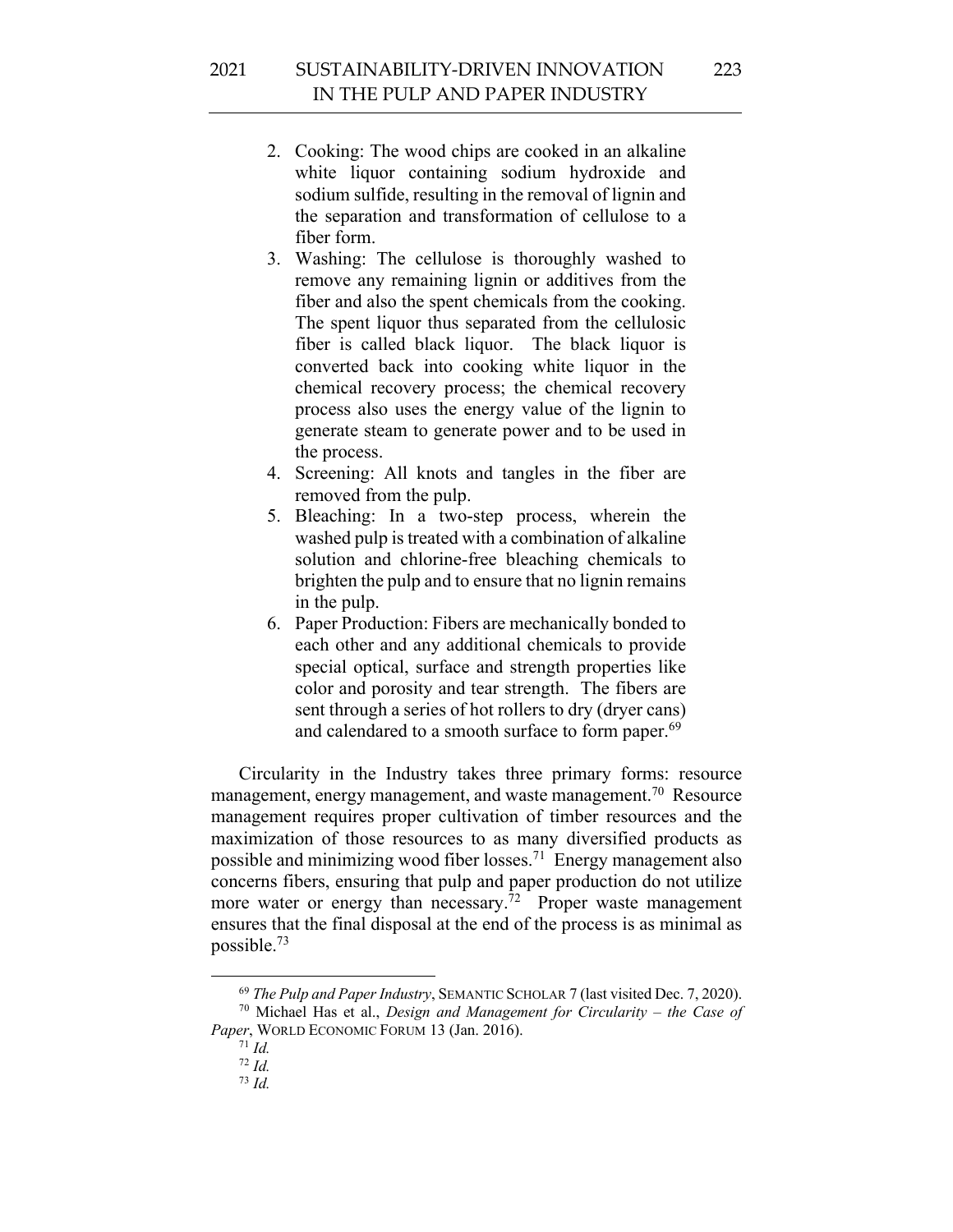2. Cooking: The wood chips are cooked in an alkaline white liquor containing sodium hydroxide and sodium sulfide, resulting in the removal of lignin and the separation and transformation of cellulose to a fiber form.
3. Washing: The cellulose is thoroughly washed to remove any remaining lignin or additives from the fiber and also the spent chemicals from the cooking. The spent liquor thus separated from the cellulosic fiber is called black liquor. The black liquor is converted back into cooking white liquor in the chemical recovery process; the chemical recovery process also uses the energy value of the lignin to generate steam to generate power and to be used in the process.
4. Screening: All knots and tangles in the fiber are removed from the pulp.
5. Bleaching: In a two-step process, wherein the washed pulp is treated with a combination of alkaline solution and chlorine-free bleaching chemicals to brighten the pulp and to ensure that no lignin remains in the pulp.
6. Paper Production: Fibers are mechanically bonded to each other and any additional chemicals to provide special optical, surface and strength properties like color and porosity and tear strength. The fibers are sent through a series of hot rollers to dry (dryer cans) and calendared to a smooth surface to form paper.[69]

Circularity in the Industry takes three primary forms: resource management, energy management, and waste management.[70] Resource management requires proper cultivation of timber resources and the maximization of those resources to as many diversified products as possible and minimizing wood fiber losses.[71] Energy management also concerns fibers, ensuring that pulp and paper production do not utilize more water or energy than necessary.[72] Proper waste management ensures that the final disposal at the end of the process is as minimal as possible.[73]

---

[69] *The Pulp and Paper Industry*, SEMANTIC SCHOLAR 7 (last visited Dec. 7, 2020).

[70] Michael Has et al., *Design and Management for Circularity – the Case of Paper*, WORLD ECONOMIC FORUM 13 (Jan. 2016).

[71] *Id.*

[72] *Id.*

[73] *Id.*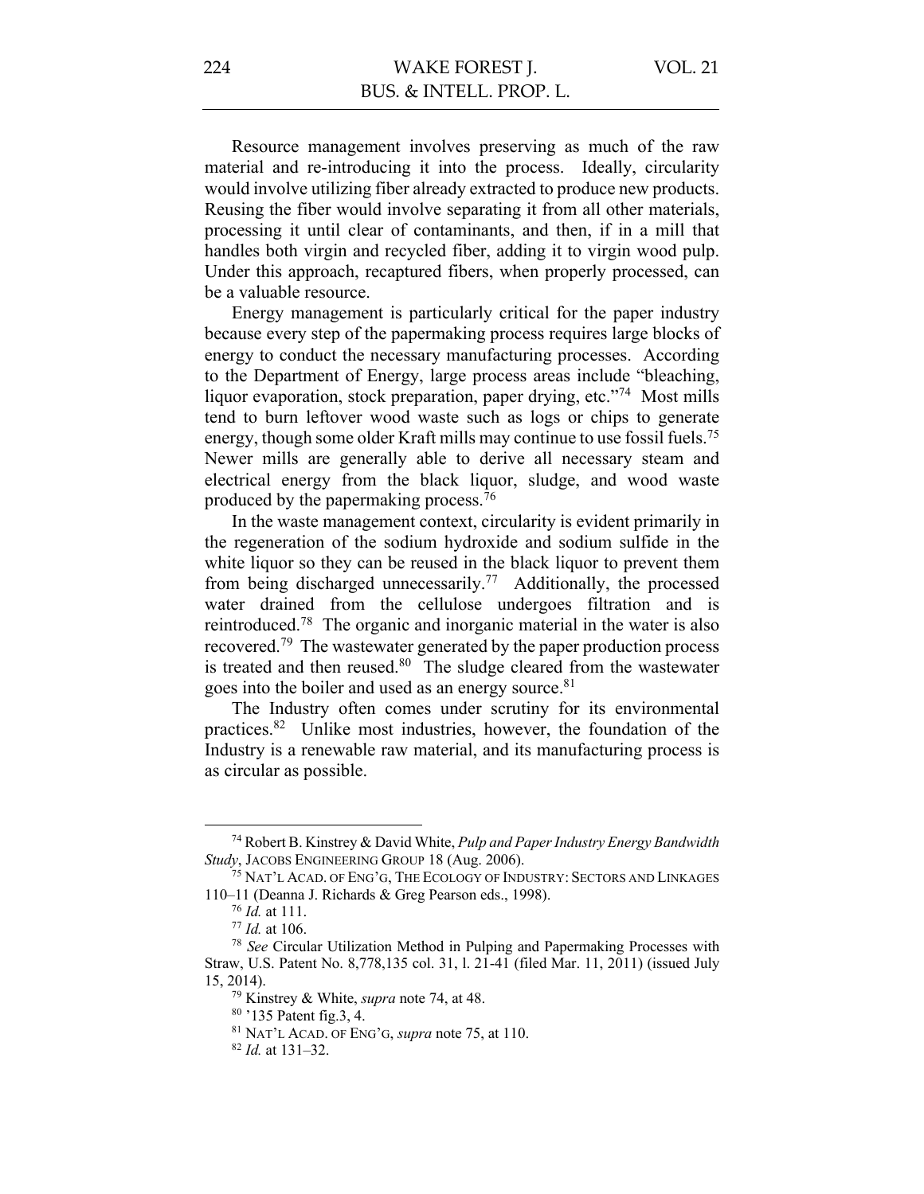Resource management involves preserving as much of the raw material and re-introducing it into the process. Ideally, circularity would involve utilizing fiber already extracted to produce new products. Reusing the fiber would involve separating it from all other materials, processing it until clear of contaminants, and then, if in a mill that handles both virgin and recycled fiber, adding it to virgin wood pulp. Under this approach, recaptured fibers, when properly processed, can be a valuable resource.

Energy management is particularly critical for the paper industry because every step of the papermaking process requires large blocks of energy to conduct the necessary manufacturing processes. According to the Department of Energy, large process areas include "bleaching, liquor evaporation, stock preparation, paper drying, etc."[74] Most mills tend to burn leftover wood waste such as logs or chips to generate energy, though some older Kraft mills may continue to use fossil fuels.[75] Newer mills are generally able to derive all necessary steam and electrical energy from the black liquor, sludge, and wood waste produced by the papermaking process.[76]

In the waste management context, circularity is evident primarily in the regeneration of the sodium hydroxide and sodium sulfide in the white liquor so they can be reused in the black liquor to prevent them from being discharged unnecessarily.[77] Additionally, the processed water drained from the cellulose undergoes filtration and is reintroduced.[78] The organic and inorganic material in the water is also recovered.[79] The wastewater generated by the paper production process is treated and then reused.[80] The sludge cleared from the wastewater goes into the boiler and used as an energy source.[81]

The Industry often comes under scrutiny for its environmental practices.[82] Unlike most industries, however, the foundation of the Industry is a renewable raw material, and its manufacturing process is as circular as possible.

---

[74] Robert B. Kinstrey & David White, *Pulp and Paper Industry Energy Bandwidth Study*, JACOBS ENGINEERING GROUP 18 (Aug. 2006).

[75] NAT'L ACAD. OF ENG'G, THE ECOLOGY OF INDUSTRY: SECTORS AND LINKAGES 110–11 (Deanna J. Richards & Greg Pearson eds., 1998).

[76] *Id.* at 111.

[77] *Id.* at 106.

[78] *See* Circular Utilization Method in Pulping and Papermaking Processes with Straw, U.S. Patent No. 8,778,135 col. 31, l. 21-41 (filed Mar. 11, 2011) (issued July 15, 2014).

[79] Kinstrey & White, *supra* note 74, at 48.

[80] '135 Patent fig.3, 4.

[81] NAT'L ACAD. OF ENG'G, *supra* note 75, at 110.

[82] *Id.* at 131–32.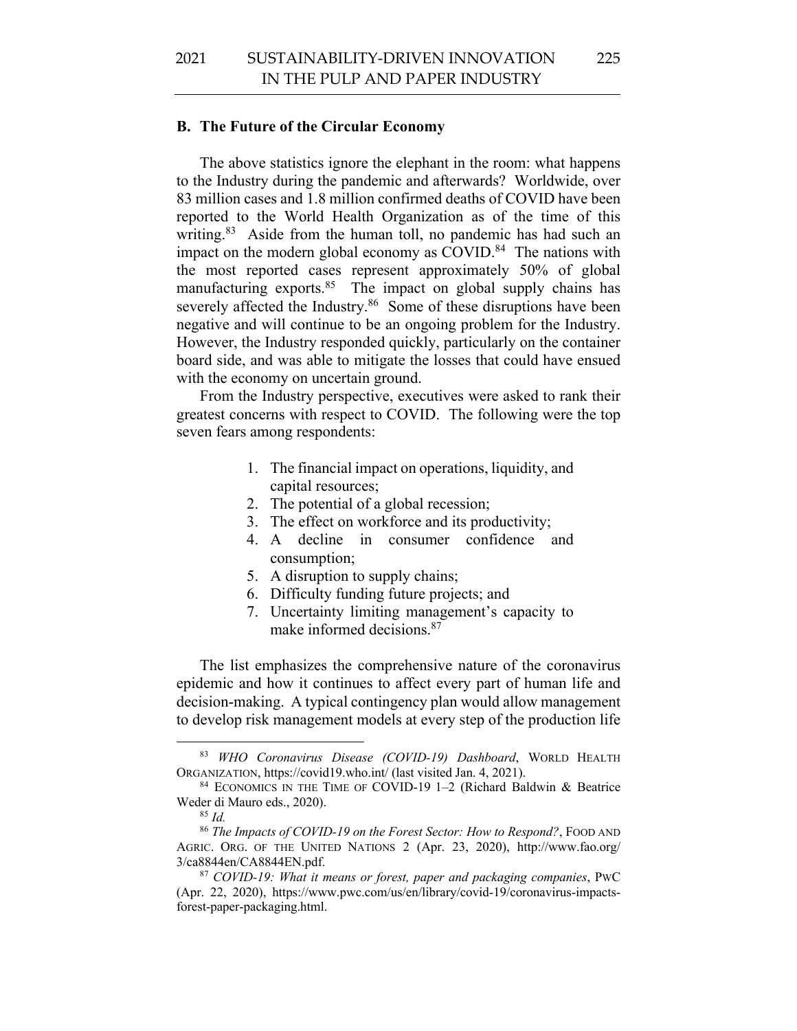### B. The Future of the Circular Economy

The above statistics ignore the elephant in the room: what happens to the Industry during the pandemic and afterwards? Worldwide, over 83 million cases and 1.8 million confirmed deaths of COVID have been reported to the World Health Organization as of the time of this writing.[83] Aside from the human toll, no pandemic has had such an impact on the modern global economy as COVID.[84] The nations with the most reported cases represent approximately 50% of global manufacturing exports.[85] The impact on global supply chains has severely affected the Industry.[86] Some of these disruptions have been negative and will continue to be an ongoing problem for the Industry. However, the Industry responded quickly, particularly on the container board side, and was able to mitigate the losses that could have ensued with the economy on uncertain ground.

From the Industry perspective, executives were asked to rank their greatest concerns with respect to COVID. The following were the top seven fears among respondents:

1. The financial impact on operations, liquidity, and capital resources;
2. The potential of a global recession;
3. The effect on workforce and its productivity;
4. A decline in consumer confidence and consumption;
5. A disruption to supply chains;
6. Difficulty funding future projects; and
7. Uncertainty limiting management's capacity to make informed decisions.[87]

The list emphasizes the comprehensive nature of the coronavirus epidemic and how it continues to affect every part of human life and decision-making. A typical contingency plan would allow management to develop risk management models at every step of the production life

---

[83] *WHO Coronavirus Disease (COVID-19) Dashboard*, WORLD HEALTH ORGANIZATION, https://covid19.who.int/ (last visited Jan. 4, 2021).

[84] ECONOMICS IN THE TIME OF COVID-19 1–2 (Richard Baldwin & Beatrice Weder di Mauro eds., 2020).

[85] *Id.*

[86] *The Impacts of COVID-19 on the Forest Sector: How to Respond?*, FOOD AND AGRIC. ORG. OF THE UNITED NATIONS 2 (Apr. 23, 2020), http://www.fao.org/3/ca8844en/CA8844EN.pdf.

[87] *COVID-19: What it means or forest, paper and packaging companies*, PWC (Apr. 22, 2020), https://www.pwc.com/us/en/library/covid-19/coronavirus-impacts-forest-paper-packaging.html.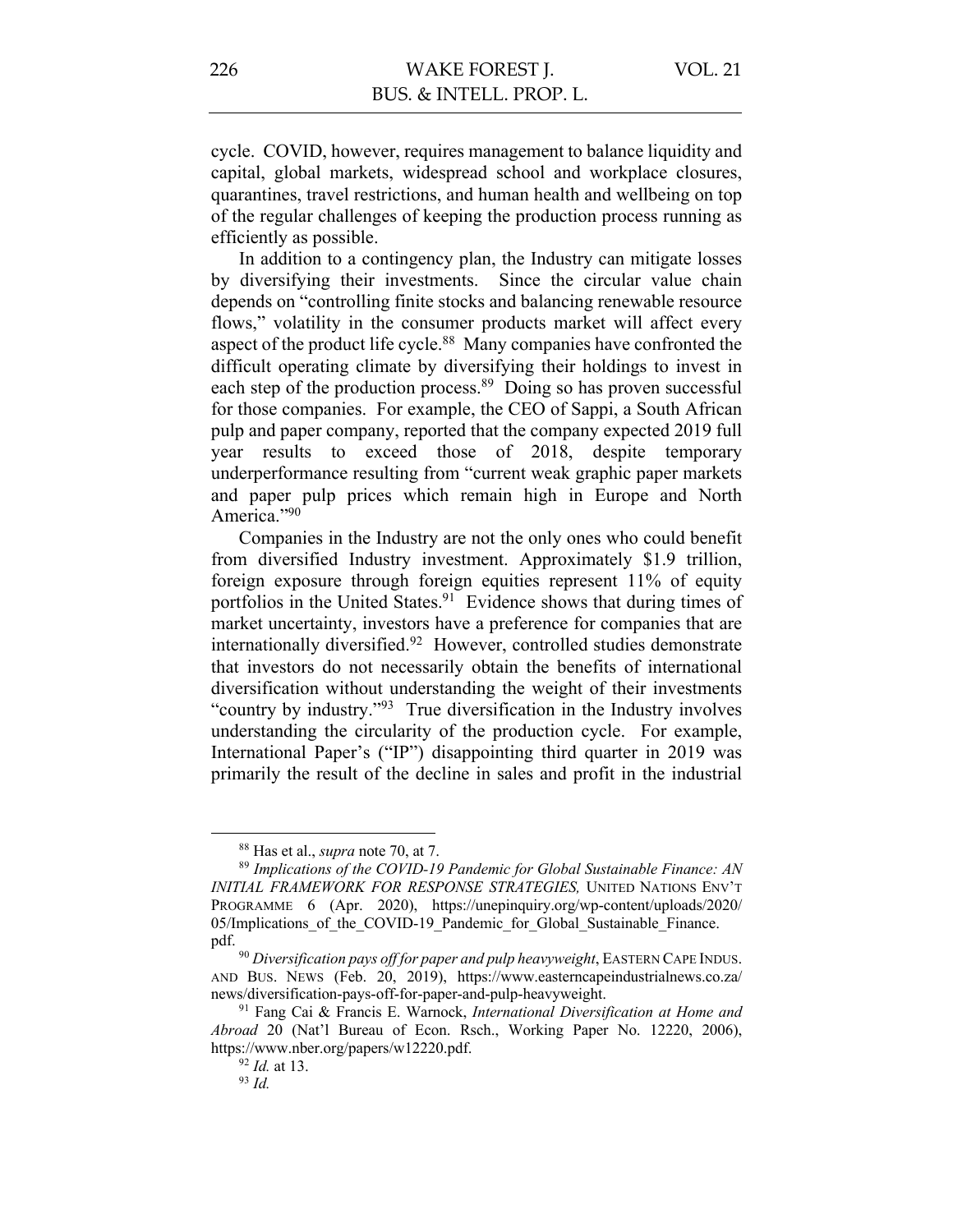cycle. COVID, however, requires management to balance liquidity and capital, global markets, widespread school and workplace closures, quarantines, travel restrictions, and human health and wellbeing on top of the regular challenges of keeping the production process running as efficiently as possible.

In addition to a contingency plan, the Industry can mitigate losses by diversifying their investments. Since the circular value chain depends on "controlling finite stocks and balancing renewable resource flows," volatility in the consumer products market will affect every aspect of the product life cycle.[88] Many companies have confronted the difficult operating climate by diversifying their holdings to invest in each step of the production process.[89] Doing so has proven successful for those companies. For example, the CEO of Sappi, a South African pulp and paper company, reported that the company expected 2019 full year results to exceed those of 2018, despite temporary underperformance resulting from "current weak graphic paper markets and paper pulp prices which remain high in Europe and North America."[90]

Companies in the Industry are not the only ones who could benefit from diversified Industry investment. Approximately $1.9 trillion, foreign exposure through foreign equities represent 11% of equity portfolios in the United States.[91] Evidence shows that during times of market uncertainty, investors have a preference for companies that are internationally diversified.[92] However, controlled studies demonstrate that investors do not necessarily obtain the benefits of international diversification without understanding the weight of their investments "country by industry."[93] True diversification in the Industry involves understanding the circularity of the production cycle. For example, International Paper's ("IP") disappointing third quarter in 2019 was primarily the result of the decline in sales and profit in the industrial

---

[88] Has et al., *supra* note 70, at 7.

[89] *Implications of the COVID-19 Pandemic for Global Sustainable Finance: AN INITIAL FRAMEWORK FOR RESPONSE STRATEGIES,* UNITED NATIONS ENV'T PROGRAMME 6 (Apr. 2020), https://unepinquiry.org/wp-content/uploads/2020/05/Implications_of_the_COVID-19_Pandemic_for_Global_Sustainable_Finance.pdf.

[90] *Diversification pays off for paper and pulp heavyweight*, EASTERN CAPE INDUS. AND BUS. NEWS (Feb. 20, 2019), https://www.easterncapeindustrialnews.co.za/news/diversification-pays-off-for-paper-and-pulp-heavyweight.

[91] Fang Cai & Francis E. Warnock, *International Diversification at Home and Abroad* 20 (Nat'l Bureau of Econ. Rsch., Working Paper No. 12220, 2006), https://www.nber.org/papers/w12220.pdf.

[92] *Id.* at 13.

[93] *Id.*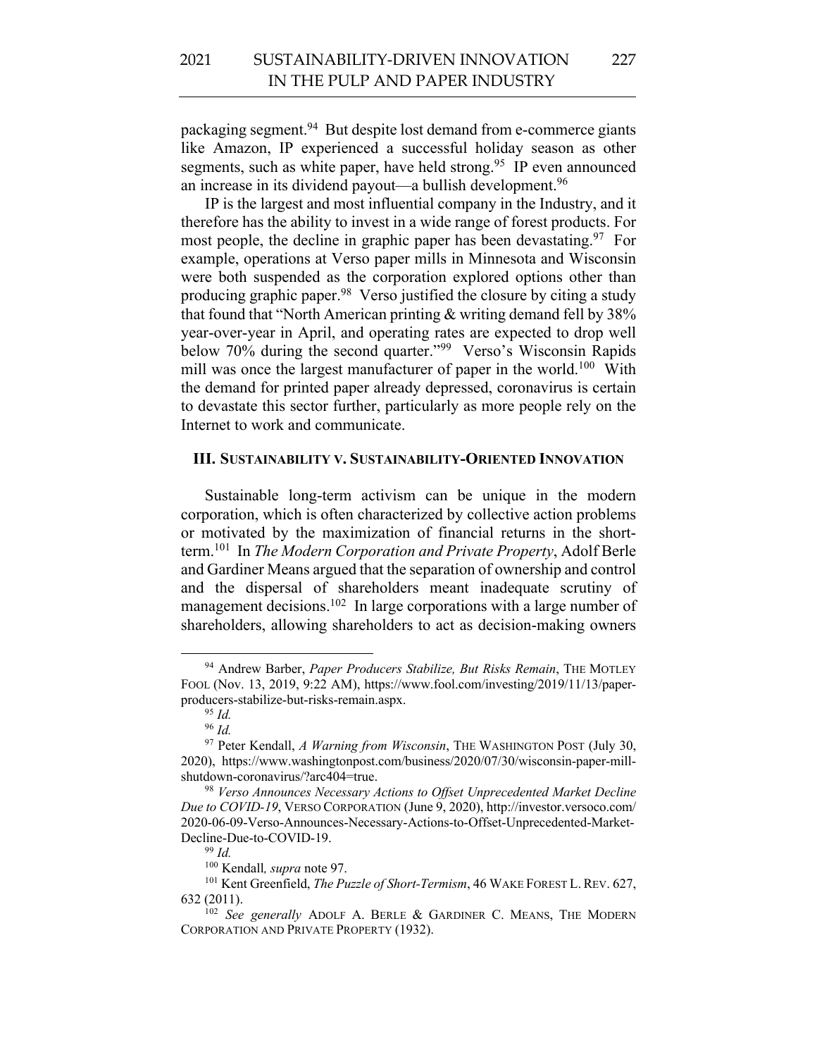packaging segment.[94] But despite lost demand from e-commerce giants like Amazon, IP experienced a successful holiday season as other segments, such as white paper, have held strong.[95] IP even announced an increase in its dividend payout—a bullish development.[96]

IP is the largest and most influential company in the Industry, and it therefore has the ability to invest in a wide range of forest products. For most people, the decline in graphic paper has been devastating.[97] For example, operations at Verso paper mills in Minnesota and Wisconsin were both suspended as the corporation explored options other than producing graphic paper.[98] Verso justified the closure by citing a study that found that "North American printing & writing demand fell by 38% year-over-year in April, and operating rates are expected to drop well below 70% during the second quarter."[99] Verso's Wisconsin Rapids mill was once the largest manufacturer of paper in the world.[100] With the demand for printed paper already depressed, coronavirus is certain to devastate this sector further, particularly as more people rely on the Internet to work and communicate.

### III. SUSTAINABILITY V. SUSTAINABILITY-ORIENTED INNOVATION

Sustainable long-term activism can be unique in the modern corporation, which is often characterized by collective action problems or motivated by the maximization of financial returns in the short-term.[101] In *The Modern Corporation and Private Property*, Adolf Berle and Gardiner Means argued that the separation of ownership and control and the dispersal of shareholders meant inadequate scrutiny of management decisions.[102] In large corporations with a large number of shareholders, allowing shareholders to act as decision-making owners

---

[94] Andrew Barber, *Paper Producers Stabilize, But Risks Remain*, THE MOTLEY FOOL (Nov. 13, 2019, 9:22 AM), https://www.fool.com/investing/2019/11/13/paper-producers-stabilize-but-risks-remain.aspx.

[95] *Id.*

[96] *Id.*

[97] Peter Kendall, *A Warning from Wisconsin*, THE WASHINGTON POST (July 30, 2020), https://www.washingtonpost.com/business/2020/07/30/wisconsin-paper-mill-shutdown-coronavirus/?arc404=true.

[98] *Verso Announces Necessary Actions to Offset Unprecedented Market Decline Due to COVID-19*, VERSO CORPORATION (June 9, 2020), http://investor.versoco.com/2020-06-09-Verso-Announces-Necessary-Actions-to-Offset-Unprecedented-Market-Decline-Due-to-COVID-19.

[99] *Id.*

[100] Kendall*, supra* note 97.

[101] Kent Greenfield, *The Puzzle of Short-Termism*, 46 WAKE FOREST L. REV. 627, 632 (2011).

[102] *See generally* ADOLF A. BERLE & GARDINER C. MEANS, THE MODERN CORPORATION AND PRIVATE PROPERTY (1932).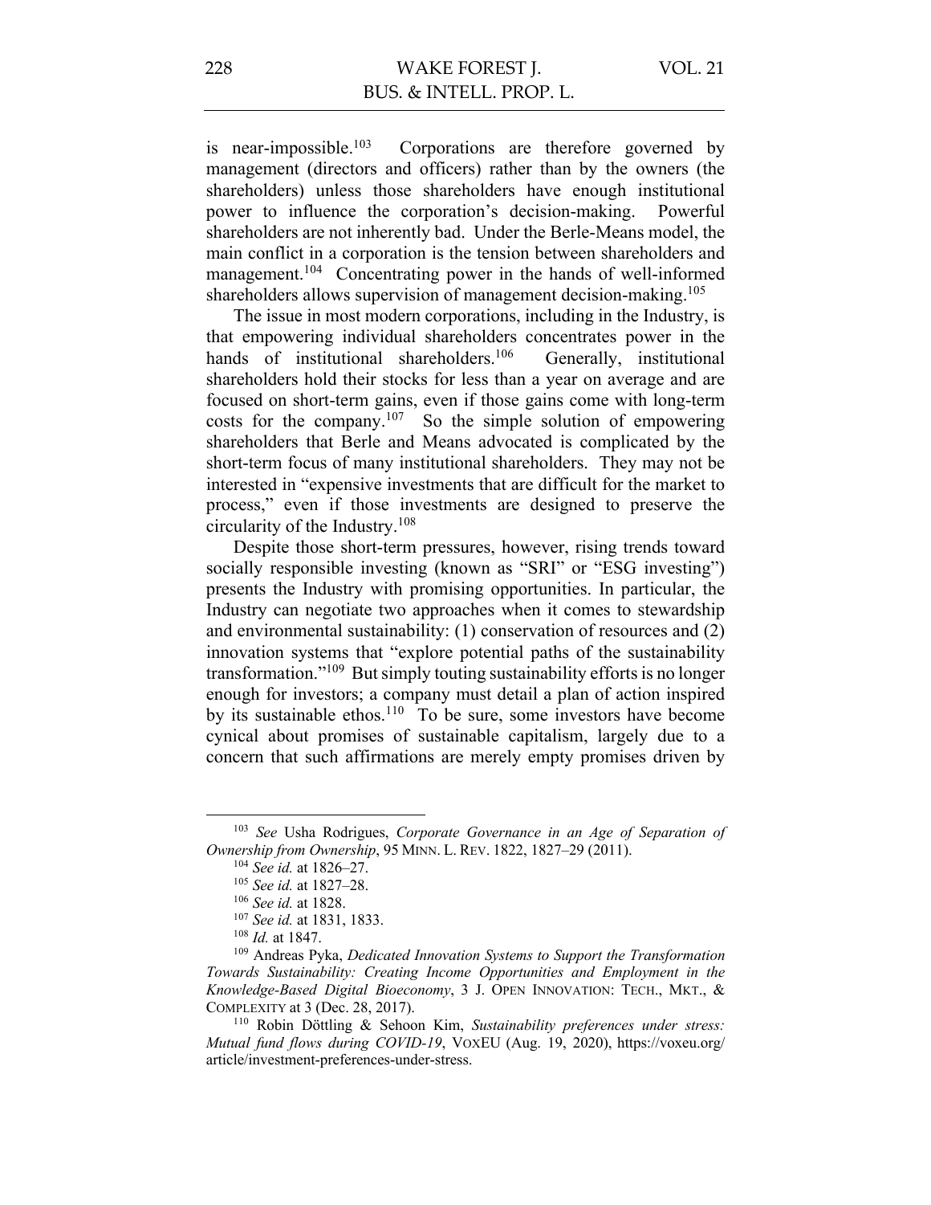is near-impossible.[103] Corporations are therefore governed by management (directors and officers) rather than by the owners (the shareholders) unless those shareholders have enough institutional power to influence the corporation's decision-making. Powerful shareholders are not inherently bad. Under the Berle-Means model, the main conflict in a corporation is the tension between shareholders and management.[104] Concentrating power in the hands of well-informed shareholders allows supervision of management decision-making.[105]

The issue in most modern corporations, including in the Industry, is that empowering individual shareholders concentrates power in the hands of institutional shareholders.[106] Generally, institutional shareholders hold their stocks for less than a year on average and are focused on short-term gains, even if those gains come with long-term costs for the company.[107] So the simple solution of empowering shareholders that Berle and Means advocated is complicated by the short-term focus of many institutional shareholders. They may not be interested in "expensive investments that are difficult for the market to process," even if those investments are designed to preserve the circularity of the Industry.[108]

Despite those short-term pressures, however, rising trends toward socially responsible investing (known as "SRI" or "ESG investing") presents the Industry with promising opportunities. In particular, the Industry can negotiate two approaches when it comes to stewardship and environmental sustainability: (1) conservation of resources and (2) innovation systems that "explore potential paths of the sustainability transformation."[109] But simply touting sustainability efforts is no longer enough for investors; a company must detail a plan of action inspired by its sustainable ethos.[110] To be sure, some investors have become cynical about promises of sustainable capitalism, largely due to a concern that such affirmations are merely empty promises driven by

---

[103] *See* Usha Rodrigues, *Corporate Governance in an Age of Separation of Ownership from Ownership*, 95 MINN. L. REV. 1822, 1827–29 (2011).

[104] *See id.* at 1826–27.

[105] *See id.* at 1827–28.

[106] *See id.* at 1828.

[107] *See id.* at 1831, 1833.

[108] *Id.* at 1847.

[109] Andreas Pyka, *Dedicated Innovation Systems to Support the Transformation Towards Sustainability: Creating Income Opportunities and Employment in the Knowledge-Based Digital Bioeconomy*, 3 J. OPEN INNOVATION: TECH., MKT., & COMPLEXITY at 3 (Dec. 28, 2017).

[110] Robin Döttling & Sehoon Kim, *Sustainability preferences under stress: Mutual fund flows during COVID-19*, VOXEU (Aug. 19, 2020), https://voxeu.org/article/investment-preferences-under-stress.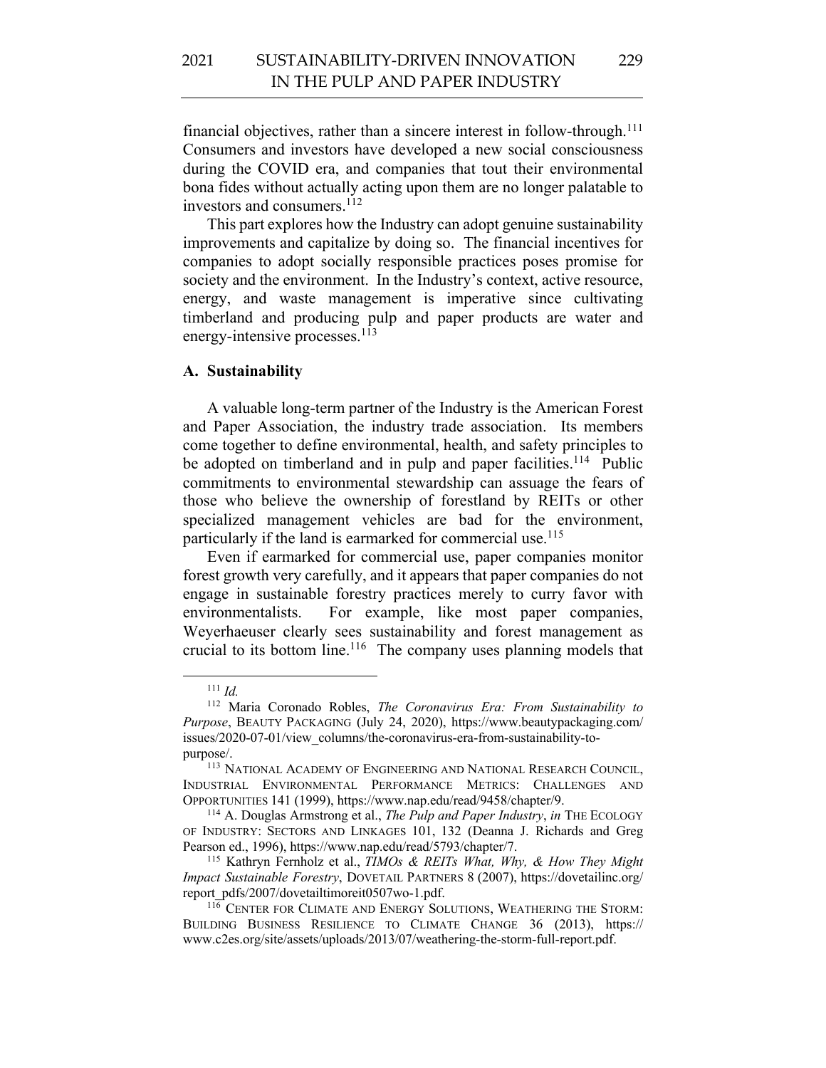financial objectives, rather than a sincere interest in follow-through.[111] Consumers and investors have developed a new social consciousness during the COVID era, and companies that tout their environmental bona fides without actually acting upon them are no longer palatable to investors and consumers.[112]

This part explores how the Industry can adopt genuine sustainability improvements and capitalize by doing so. The financial incentives for companies to adopt socially responsible practices poses promise for society and the environment. In the Industry's context, active resource, energy, and waste management is imperative since cultivating timberland and producing pulp and paper products are water and energy-intensive processes.[113]

### A. Sustainability

A valuable long-term partner of the Industry is the American Forest and Paper Association, the industry trade association. Its members come together to define environmental, health, and safety principles to be adopted on timberland and in pulp and paper facilities.[114] Public commitments to environmental stewardship can assuage the fears of those who believe the ownership of forestland by REITs or other specialized management vehicles are bad for the environment, particularly if the land is earmarked for commercial use.[115]

Even if earmarked for commercial use, paper companies monitor forest growth very carefully, and it appears that paper companies do not engage in sustainable forestry practices merely to curry favor with environmentalists. For example, like most paper companies, Weyerhaeuser clearly sees sustainability and forest management as crucial to its bottom line.[116] The company uses planning models that

---

[111] *Id.*

[112] Maria Coronado Robles, *The Coronavirus Era: From Sustainability to Purpose*, BEAUTY PACKAGING (July 24, 2020), https://www.beautypackaging.com/issues/2020-07-01/view_columns/the-coronavirus-era-from-sustainability-to-purpose/.

[113] NATIONAL ACADEMY OF ENGINEERING AND NATIONAL RESEARCH COUNCIL, INDUSTRIAL ENVIRONMENTAL PERFORMANCE METRICS: CHALLENGES AND OPPORTUNITIES 141 (1999), https://www.nap.edu/read/9458/chapter/9.

[114] A. Douglas Armstrong et al., *The Pulp and Paper Industry*, *in* THE ECOLOGY OF INDUSTRY: SECTORS AND LINKAGES 101, 132 (Deanna J. Richards and Greg Pearson ed., 1996), https://www.nap.edu/read/5793/chapter/7.

[115] Kathryn Fernholz et al., *TIMOs & REITs What, Why, & How They Might Impact Sustainable Forestry*, DOVETAIL PARTNERS 8 (2007), https://dovetailinc.org/report_pdfs/2007/dovetailtimoreit0507wo-1.pdf.

[116] CENTER FOR CLIMATE AND ENERGY SOLUTIONS, WEATHERING THE STORM: BUILDING BUSINESS RESILIENCE TO CLIMATE CHANGE 36 (2013), https://www.c2es.org/site/assets/uploads/2013/07/weathering-the-storm-full-report.pdf.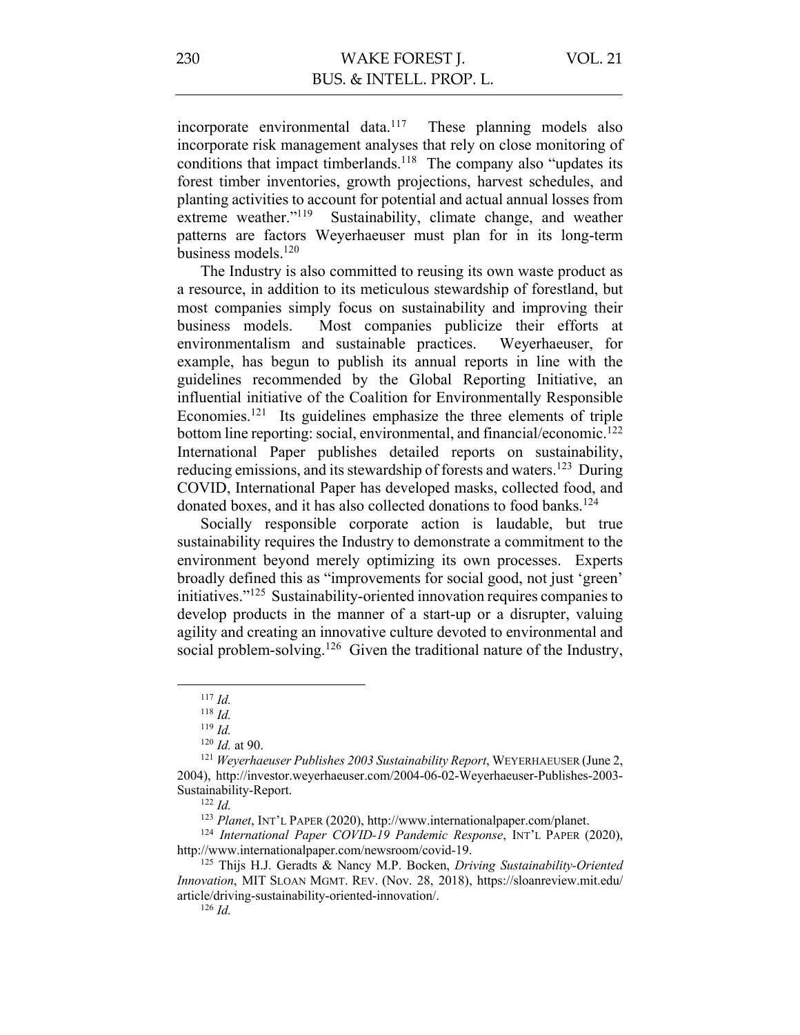incorporate environmental data.[117] These planning models also incorporate risk management analyses that rely on close monitoring of conditions that impact timberlands.[118] The company also "updates its forest timber inventories, growth projections, harvest schedules, and planting activities to account for potential and actual annual losses from extreme weather."[119] Sustainability, climate change, and weather patterns are factors Weyerhaeuser must plan for in its long-term business models.[120]

The Industry is also committed to reusing its own waste product as a resource, in addition to its meticulous stewardship of forestland, but most companies simply focus on sustainability and improving their business models. Most companies publicize their efforts at environmentalism and sustainable practices. Weyerhaeuser, for example, has begun to publish its annual reports in line with the guidelines recommended by the Global Reporting Initiative, an influential initiative of the Coalition for Environmentally Responsible Economies.[121] Its guidelines emphasize the three elements of triple bottom line reporting: social, environmental, and financial/economic.[122] International Paper publishes detailed reports on sustainability, reducing emissions, and its stewardship of forests and waters.[123] During COVID, International Paper has developed masks, collected food, and donated boxes, and it has also collected donations to food banks.[124]

Socially responsible corporate action is laudable, but true sustainability requires the Industry to demonstrate a commitment to the environment beyond merely optimizing its own processes. Experts broadly defined this as "improvements for social good, not just 'green' initiatives."[125] Sustainability-oriented innovation requires companies to develop products in the manner of a start-up or a disrupter, valuing agility and creating an innovative culture devoted to environmental and social problem-solving.[126] Given the traditional nature of the Industry,

---

[117] *Id.*

[118] *Id.*

[119] *Id.*

[120] *Id.* at 90.

[121] *Weyerhaeuser Publishes 2003 Sustainability Report*, WEYERHAEUSER (June 2, 2004), http://investor.weyerhaeuser.com/2004-06-02-Weyerhaeuser-Publishes-2003-Sustainability-Report.

[122] *Id.*

[123] *Planet*, INT'L PAPER (2020), http://www.internationalpaper.com/planet.

[124] *International Paper COVID-19 Pandemic Response*, INT'L PAPER (2020), http://www.internationalpaper.com/newsroom/covid-19.

[125] Thijs H.J. Geradts & Nancy M.P. Bocken, *Driving Sustainability-Oriented Innovation*, MIT SLOAN MGMT. REV. (Nov. 28, 2018), https://sloanreview.mit.edu/article/driving-sustainability-oriented-innovation/.

[126] *Id.*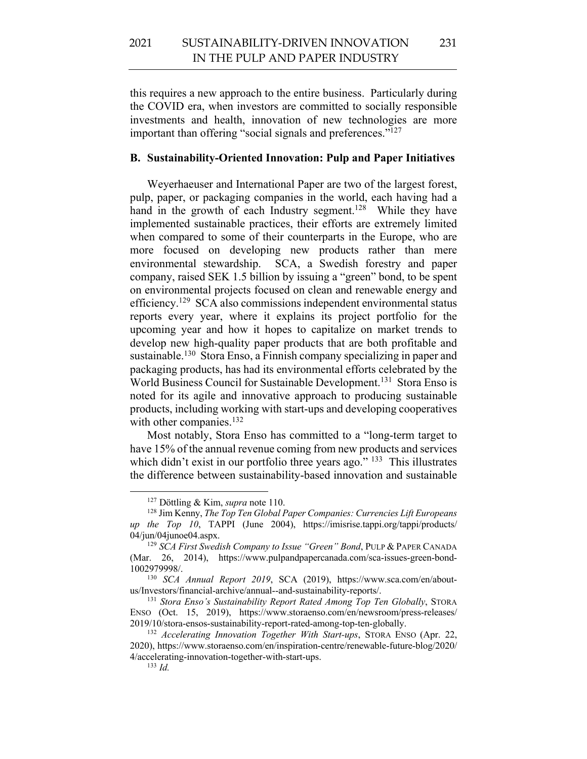this requires a new approach to the entire business. Particularly during the COVID era, when investors are committed to socially responsible investments and health, innovation of new technologies are more important than offering "social signals and preferences."[127]

### B. Sustainability-Oriented Innovation: Pulp and Paper Initiatives

Weyerhaeuser and International Paper are two of the largest forest, pulp, paper, or packaging companies in the world, each having had a hand in the growth of each Industry segment.[128] While they have implemented sustainable practices, their efforts are extremely limited when compared to some of their counterparts in the Europe, who are more focused on developing new products rather than mere environmental stewardship. SCA, a Swedish forestry and paper company, raised SEK 1.5 billion by issuing a "green" bond, to be spent on environmental projects focused on clean and renewable energy and efficiency.[129] SCA also commissions independent environmental status reports every year, where it explains its project portfolio for the upcoming year and how it hopes to capitalize on market trends to develop new high-quality paper products that are both profitable and sustainable.[130] Stora Enso, a Finnish company specializing in paper and packaging products, has had its environmental efforts celebrated by the World Business Council for Sustainable Development.[131] Stora Enso is noted for its agile and innovative approach to producing sustainable products, including working with start-ups and developing cooperatives with other companies.[132]

Most notably, Stora Enso has committed to a "long-term target to have 15% of the annual revenue coming from new products and services which didn't exist in our portfolio three years ago." [133] This illustrates the difference between sustainability-based innovation and sustainable

---

[127] Döttling & Kim, *supra* note 110.

[128] Jim Kenny, *The Top Ten Global Paper Companies: Currencies Lift Europeans up the Top 10*, TAPPI (June 2004), https://imisrise.tappi.org/tappi/products/04/jun/04junoe04.aspx.

[129] *SCA First Swedish Company to Issue "Green" Bond*, PULP & PAPER CANADA (Mar. 26, 2014), https://www.pulpandpapercanada.com/sca-issues-green-bond-1002979998/.

[130] *SCA Annual Report 2019*, SCA (2019), https://www.sca.com/en/about-us/Investors/financial-archive/annual--and-sustainability-reports/.

[131] *Stora Enso's Sustainability Report Rated Among Top Ten Globally*, STORA ENSO (Oct. 15, 2019), https://www.storaenso.com/en/newsroom/press-releases/2019/10/stora-ensos-sustainability-report-rated-among-top-ten-globally.

[132] *Accelerating Innovation Together With Start-ups*, STORA ENSO (Apr. 22, 2020), https://www.storaenso.com/en/inspiration-centre/renewable-future-blog/2020/4/accelerating-innovation-together-with-start-ups.

[133] *Id.*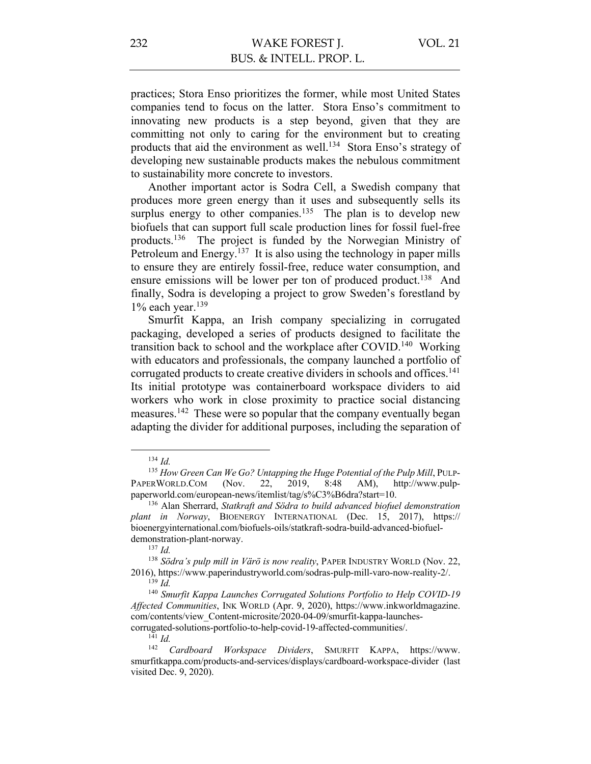practices; Stora Enso prioritizes the former, while most United States companies tend to focus on the latter. Stora Enso's commitment to innovating new products is a step beyond, given that they are committing not only to caring for the environment but to creating products that aid the environment as well.[134] Stora Enso's strategy of developing new sustainable products makes the nebulous commitment to sustainability more concrete to investors.

Another important actor is Sodra Cell, a Swedish company that produces more green energy than it uses and subsequently sells its surplus energy to other companies.[135] The plan is to develop new biofuels that can support full scale production lines for fossil fuel-free products.[136] The project is funded by the Norwegian Ministry of Petroleum and Energy.[137] It is also using the technology in paper mills to ensure they are entirely fossil-free, reduce water consumption, and ensure emissions will be lower per ton of produced product.[138] And finally, Sodra is developing a project to grow Sweden's forestland by 1% each year.[139]

Smurfit Kappa, an Irish company specializing in corrugated packaging, developed a series of products designed to facilitate the transition back to school and the workplace after COVID.[140] Working with educators and professionals, the company launched a portfolio of corrugated products to create creative dividers in schools and offices.[141] Its initial prototype was containerboard workspace dividers to aid workers who work in close proximity to practice social distancing measures.[142] These were so popular that the company eventually began adapting the divider for additional purposes, including the separation of

---

[134] *Id.*

[135] *How Green Can We Go? Untapping the Huge Potential of the Pulp Mill*, PULP-PAPERWORLD.COM (Nov. 22, 2019, 8:48 AM), http://www.pulp-paperworld.com/european-news/itemlist/tag/s%C3%B6dra?start=10.

[136] Alan Sherrard, *Statkraft and Södra to build advanced biofuel demonstration plant in Norway*, BIOENERGY INTERNATIONAL (Dec. 15, 2017), https://bioenergyinternational.com/biofuels-oils/statkraft-sodra-build-advanced-biofuel-demonstration-plant-norway.

[137] *Id.*

[138] *Södra's pulp mill in Värö is now reality*, PAPER INDUSTRY WORLD (Nov. 22, 2016), https://www.paperindustryworld.com/sodras-pulp-mill-varo-now-reality-2/.

[139] *Id.*

[140] *Smurfit Kappa Launches Corrugated Solutions Portfolio to Help COVID-19 Affected Communities*, INK WORLD (Apr. 9, 2020), https://www.inkworldmagazine.com/contents/view_Content-microsite/2020-04-09/smurfit-kappa-launches-corrugated-solutions-portfolio-to-help-covid-19-affected-communities/.

[141] *Id.*

[142] *Cardboard Workspace Dividers*, SMURFIT KAPPA, https://www.smurfitkappa.com/products-and-services/displays/cardboard-workspace-divider (last visited Dec. 9, 2020).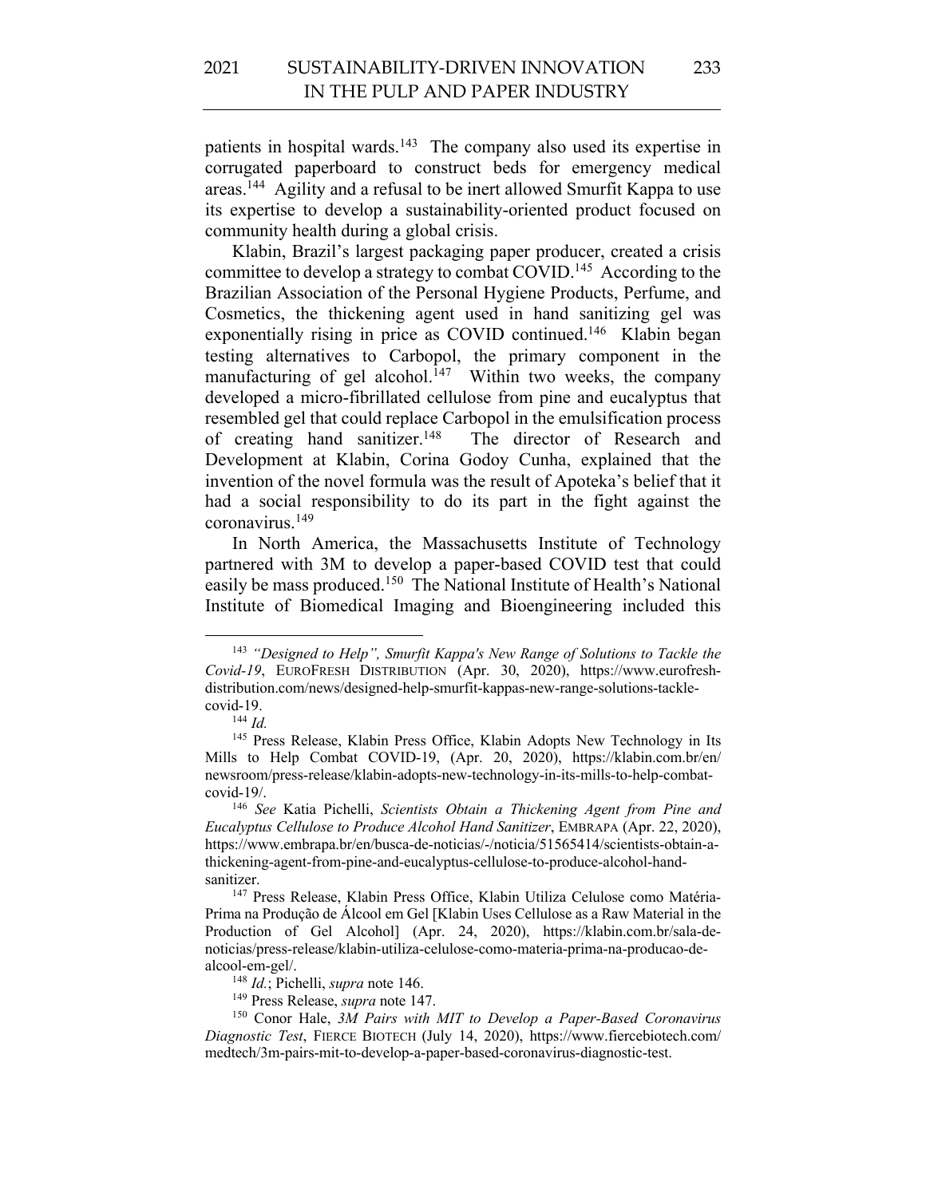patients in hospital wards.[143] The company also used its expertise in corrugated paperboard to construct beds for emergency medical areas.[144] Agility and a refusal to be inert allowed Smurfit Kappa to use its expertise to develop a sustainability-oriented product focused on community health during a global crisis.

Klabin, Brazil's largest packaging paper producer, created a crisis committee to develop a strategy to combat COVID.[145] According to the Brazilian Association of the Personal Hygiene Products, Perfume, and Cosmetics, the thickening agent used in hand sanitizing gel was exponentially rising in price as COVID continued.[146] Klabin began testing alternatives to Carbopol, the primary component in the manufacturing of gel alcohol.[147] Within two weeks, the company developed a micro-fibrillated cellulose from pine and eucalyptus that resembled gel that could replace Carbopol in the emulsification process of creating hand sanitizer.[148] The director of Research and Development at Klabin, Corina Godoy Cunha, explained that the invention of the novel formula was the result of Apoteka's belief that it had a social responsibility to do its part in the fight against the coronavirus.[149]

In North America, the Massachusetts Institute of Technology partnered with 3M to develop a paper-based COVID test that could easily be mass produced.[150] The National Institute of Health's National Institute of Biomedical Imaging and Bioengineering included this

---

[143] *"Designed to Help", Smurfit Kappa's New Range of Solutions to Tackle the Covid-19*, EUROFRESH DISTRIBUTION (Apr. 30, 2020), https://www.eurofresh-distribution.com/news/designed-help-smurfit-kappas-new-range-solutions-tackle-covid-19.

[144] *Id.*

[145] Press Release, Klabin Press Office, Klabin Adopts New Technology in Its Mills to Help Combat COVID-19, (Apr. 20, 2020), https://klabin.com.br/en/newsroom/press-release/klabin-adopts-new-technology-in-its-mills-to-help-combat-covid-19/.

[146] *See* Katia Pichelli, *Scientists Obtain a Thickening Agent from Pine and Eucalyptus Cellulose to Produce Alcohol Hand Sanitizer*, EMBRAPA (Apr. 22, 2020), https://www.embrapa.br/en/busca-de-noticias/-/noticia/51565414/scientists-obtain-a-thickening-agent-from-pine-and-eucalyptus-cellulose-to-produce-alcohol-hand-sanitizer.

[147] Press Release, Klabin Press Office, Klabin Utiliza Celulose como Matéria-Prima na Produção de Álcool em Gel [Klabin Uses Cellulose as a Raw Material in the Production of Gel Alcohol] (Apr. 24, 2020), https://klabin.com.br/sala-de-noticias/press-release/klabin-utiliza-celulose-como-materia-prima-na-producao-de-alcool-em-gel/.

[148] *Id.*; Pichelli, *supra* note 146.

[149] Press Release, *supra* note 147.

[150] Conor Hale, *3M Pairs with MIT to Develop a Paper-Based Coronavirus Diagnostic Test*, FIERCE BIOTECH (July 14, 2020), https://www.fiercebiotech.com/medtech/3m-pairs-mit-to-develop-a-paper-based-coronavirus-diagnostic-test.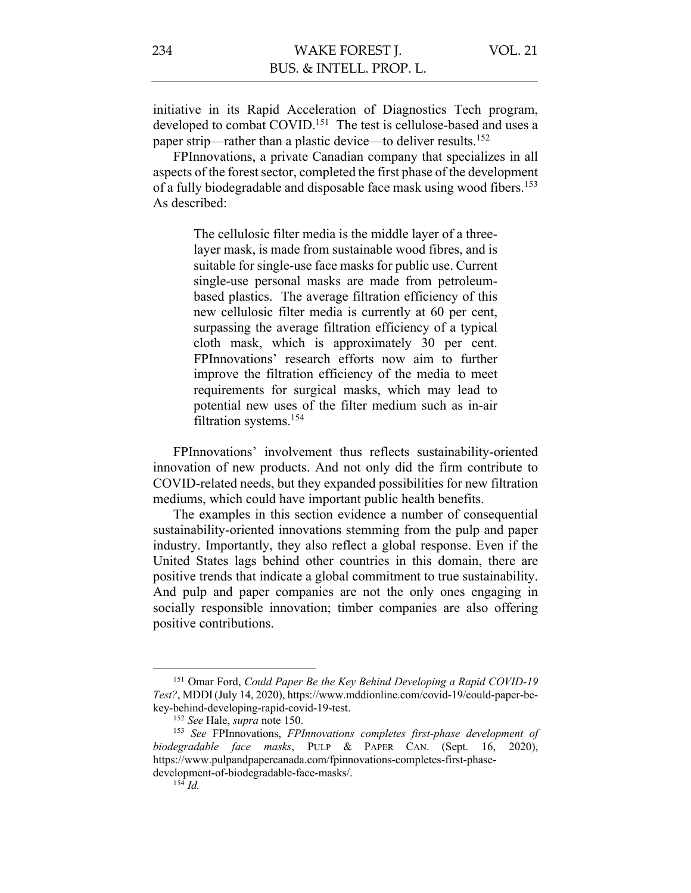initiative in its Rapid Acceleration of Diagnostics Tech program, developed to combat COVID.[151] The test is cellulose-based and uses a paper strip—rather than a plastic device—to deliver results.[152]

FPInnovations, a private Canadian company that specializes in all aspects of the forest sector, completed the first phase of the development of a fully biodegradable and disposable face mask using wood fibers.[153] As described:

> The cellulosic filter media is the middle layer of a three-layer mask, is made from sustainable wood fibres, and is suitable for single-use face masks for public use. Current single-use personal masks are made from petroleum-based plastics. The average filtration efficiency of this new cellulosic filter media is currently at 60 per cent, surpassing the average filtration efficiency of a typical cloth mask, which is approximately 30 per cent. FPInnovations' research efforts now aim to further improve the filtration efficiency of the media to meet requirements for surgical masks, which may lead to potential new uses of the filter medium such as in-air filtration systems.[154]

FPInnovations' involvement thus reflects sustainability-oriented innovation of new products. And not only did the firm contribute to COVID-related needs, but they expanded possibilities for new filtration mediums, which could have important public health benefits.

The examples in this section evidence a number of consequential sustainability-oriented innovations stemming from the pulp and paper industry. Importantly, they also reflect a global response. Even if the United States lags behind other countries in this domain, there are positive trends that indicate a global commitment to true sustainability. And pulp and paper companies are not the only ones engaging in socially responsible innovation; timber companies are also offering positive contributions.

---

[151] Omar Ford, *Could Paper Be the Key Behind Developing a Rapid COVID-19 Test?*, MDDI (July 14, 2020), https://www.mddionline.com/covid-19/could-paper-be-key-behind-developing-rapid-covid-19-test.

[152] *See* Hale, *supra* note 150.

[153] *See* FPInnovations, *FPInnovations completes first-phase development of biodegradable face masks*, PULP & PAPER CAN. (Sept. 16, 2020), https://www.pulpandpapercanada.com/fpinnovations-completes-first-phase-development-of-biodegradable-face-masks/.

[154] *Id.*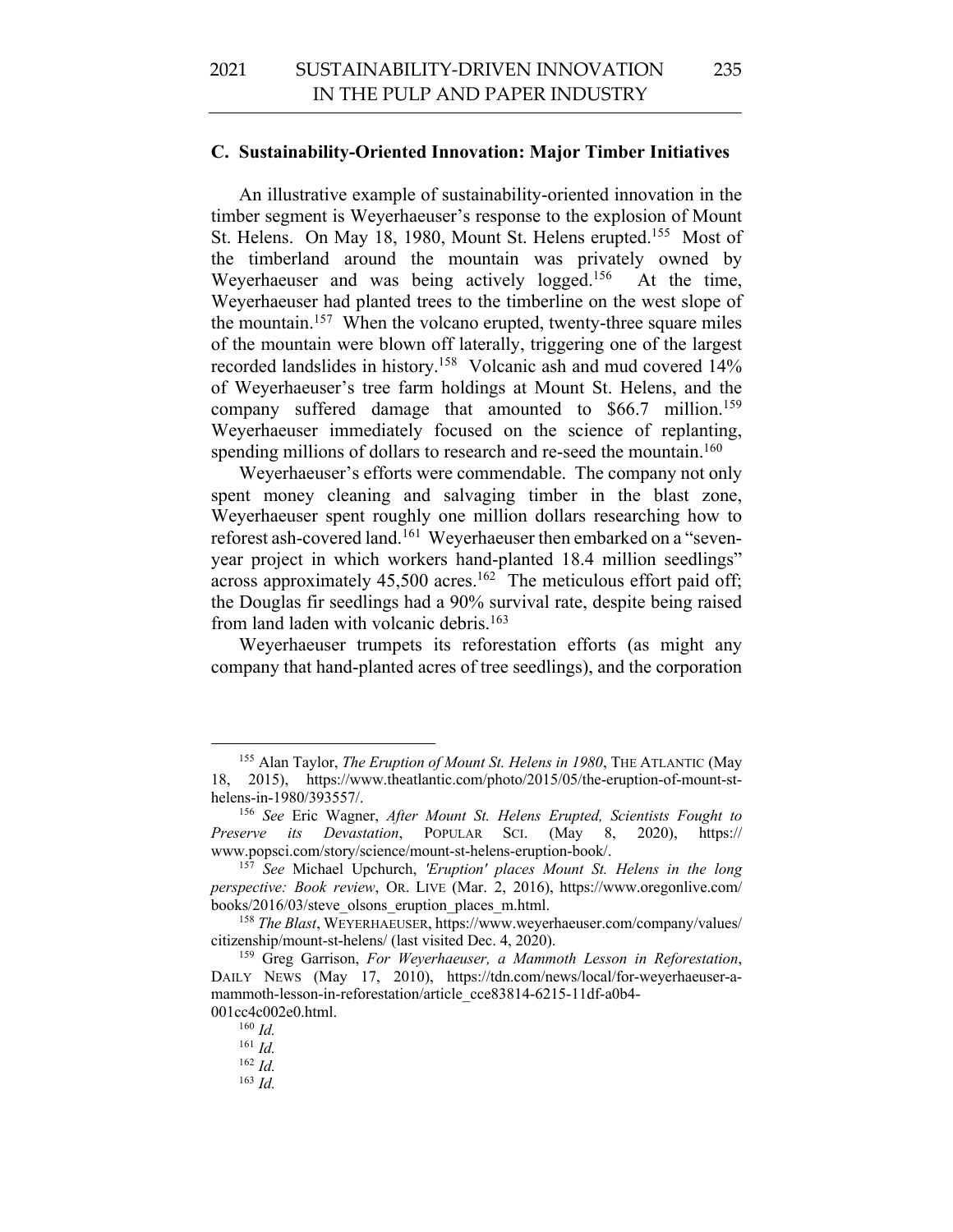### C. Sustainability-Oriented Innovation: Major Timber Initiatives

An illustrative example of sustainability-oriented innovation in the timber segment is Weyerhaeuser's response to the explosion of Mount St. Helens. On May 18, 1980, Mount St. Helens erupted.[155] Most of the timberland around the mountain was privately owned by Weyerhaeuser and was being actively logged.[156] At the time, Weyerhaeuser had planted trees to the timberline on the west slope of the mountain.[157] When the volcano erupted, twenty-three square miles of the mountain were blown off laterally, triggering one of the largest recorded landslides in history.[158] Volcanic ash and mud covered 14% of Weyerhaeuser's tree farm holdings at Mount St. Helens, and the company suffered damage that amounted to $66.7 million.[159] Weyerhaeuser immediately focused on the science of replanting, spending millions of dollars to research and re-seed the mountain.[160]

Weyerhaeuser's efforts were commendable. The company not only spent money cleaning and salvaging timber in the blast zone, Weyerhaeuser spent roughly one million dollars researching how to reforest ash-covered land.[161] Weyerhaeuser then embarked on a "seven-year project in which workers hand-planted 18.4 million seedlings" across approximately 45,500 acres.[162] The meticulous effort paid off; the Douglas fir seedlings had a 90% survival rate, despite being raised from land laden with volcanic debris.[163]

Weyerhaeuser trumpets its reforestation efforts (as might any company that hand-planted acres of tree seedlings), and the corporation

---

[155] Alan Taylor, *The Eruption of Mount St. Helens in 1980*, THE ATLANTIC (May 18, 2015), https://www.theatlantic.com/photo/2015/05/the-eruption-of-mount-st-helens-in-1980/393557/.

[156] *See* Eric Wagner, *After Mount St. Helens Erupted, Scientists Fought to Preserve its Devastation*, POPULAR SCI. (May 8, 2020), https://www.popsci.com/story/science/mount-st-helens-eruption-book/.

[157] *See* Michael Upchurch, *'Eruption' places Mount St. Helens in the long perspective: Book review*, OR. LIVE (Mar. 2, 2016), https://www.oregonlive.com/books/2016/03/steve_olsons_eruption_places_m.html.

[158] *The Blast*, WEYERHAEUSER, https://www.weyerhaeuser.com/company/values/citizenship/mount-st-helens/ (last visited Dec. 4, 2020).

[159] Greg Garrison, *For Weyerhaeuser, a Mammoth Lesson in Reforestation*, DAILY NEWS (May 17, 2010), https://tdn.com/news/local/for-weyerhaeuser-a-mammoth-lesson-in-reforestation/article_cce83814-6215-11df-a0b4-001cc4c002e0.html.

[160] *Id.*

[161] *Id.*

[162] *Id.*

[163] *Id.*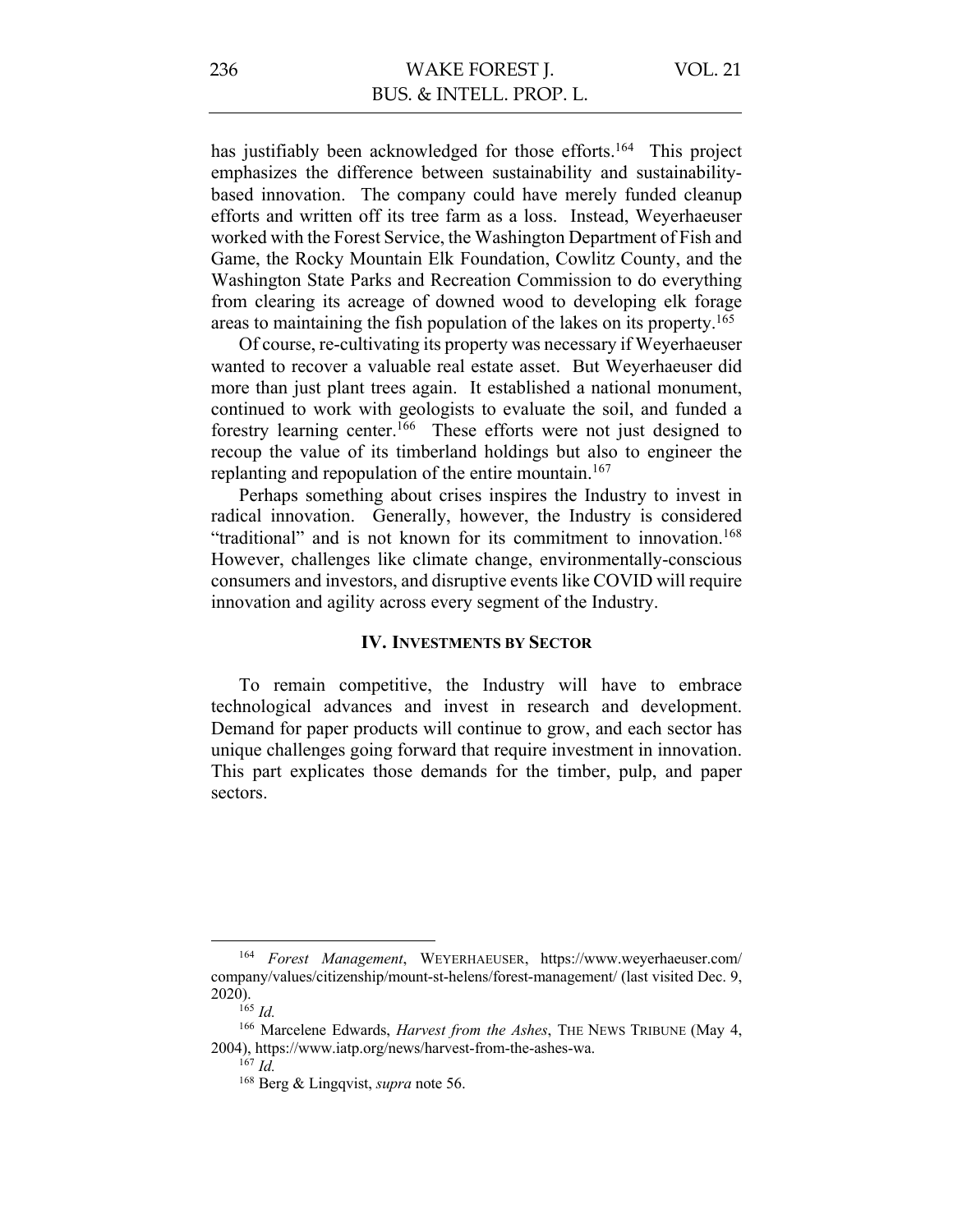has justifiably been acknowledged for those efforts.[164] This project emphasizes the difference between sustainability and sustainability-based innovation. The company could have merely funded cleanup efforts and written off its tree farm as a loss. Instead, Weyerhaeuser worked with the Forest Service, the Washington Department of Fish and Game, the Rocky Mountain Elk Foundation, Cowlitz County, and the Washington State Parks and Recreation Commission to do everything from clearing its acreage of downed wood to developing elk forage areas to maintaining the fish population of the lakes on its property.[165]

Of course, re-cultivating its property was necessary if Weyerhaeuser wanted to recover a valuable real estate asset. But Weyerhaeuser did more than just plant trees again. It established a national monument, continued to work with geologists to evaluate the soil, and funded a forestry learning center.[166] These efforts were not just designed to recoup the value of its timberland holdings but also to engineer the replanting and repopulation of the entire mountain.[167]

Perhaps something about crises inspires the Industry to invest in radical innovation. Generally, however, the Industry is considered "traditional" and is not known for its commitment to innovation.[168] However, challenges like climate change, environmentally-conscious consumers and investors, and disruptive events like COVID will require innovation and agility across every segment of the Industry.

## IV. Investments by Sector

To remain competitive, the Industry will have to embrace technological advances and invest in research and development. Demand for paper products will continue to grow, and each sector has unique challenges going forward that require investment in innovation. This part explicates those demands for the timber, pulp, and paper sectors.

---

[164] *Forest Management*, WEYERHAEUSER, https://www.weyerhaeuser.com/company/values/citizenship/mount-st-helens/forest-management/ (last visited Dec. 9, 2020).

[165] *Id.*

[166] Marcelene Edwards, *Harvest from the Ashes*, THE NEWS TRIBUNE (May 4, 2004), https://www.iatp.org/news/harvest-from-the-ashes-wa.

[167] *Id.*

[168] Berg & Lingqvist, *supra* note 56.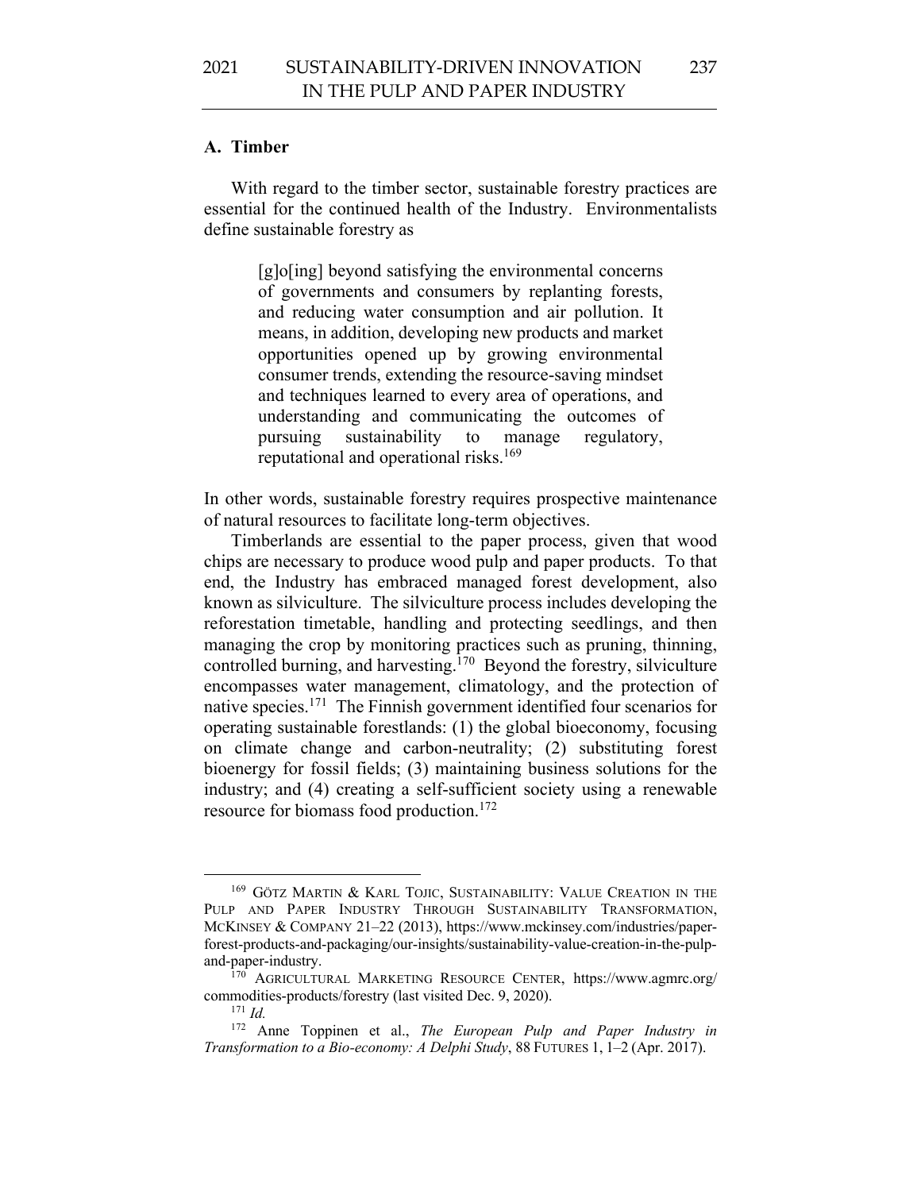### A. Timber

With regard to the timber sector, sustainable forestry practices are essential for the continued health of the Industry. Environmentalists define sustainable forestry as

> [g]o[ing] beyond satisfying the environmental concerns of governments and consumers by replanting forests, and reducing water consumption and air pollution. It means, in addition, developing new products and market opportunities opened up by growing environmental consumer trends, extending the resource-saving mindset and techniques learned to every area of operations, and understanding and communicating the outcomes of pursuing sustainability to manage regulatory, reputational and operational risks.[169]

In other words, sustainable forestry requires prospective maintenance of natural resources to facilitate long-term objectives.

Timberlands are essential to the paper process, given that wood chips are necessary to produce wood pulp and paper products. To that end, the Industry has embraced managed forest development, also known as silviculture. The silviculture process includes developing the reforestation timetable, handling and protecting seedlings, and then managing the crop by monitoring practices such as pruning, thinning, controlled burning, and harvesting.[170] Beyond the forestry, silviculture encompasses water management, climatology, and the protection of native species.[171] The Finnish government identified four scenarios for operating sustainable forestlands: (1) the global bioeconomy, focusing on climate change and carbon-neutrality; (2) substituting forest bioenergy for fossil fields; (3) maintaining business solutions for the industry; and (4) creating a self-sufficient society using a renewable resource for biomass food production.[172]

---

[169] GÖTZ MARTIN & KARL TOJIC, SUSTAINABILITY: VALUE CREATION IN THE PULP AND PAPER INDUSTRY THROUGH SUSTAINABILITY TRANSFORMATION, MCKINSEY & COMPANY 21–22 (2013), https://www.mckinsey.com/industries/paper-forest-products-and-packaging/our-insights/sustainability-value-creation-in-the-pulp-and-paper-industry.

[170] AGRICULTURAL MARKETING RESOURCE CENTER, https://www.agmrc.org/commodities-products/forestry (last visited Dec. 9, 2020).

[171] *Id.*

[172] Anne Toppinen et al., *The European Pulp and Paper Industry in Transformation to a Bio-economy: A Delphi Study*, 88 FUTURES 1, 1–2 (Apr. 2017).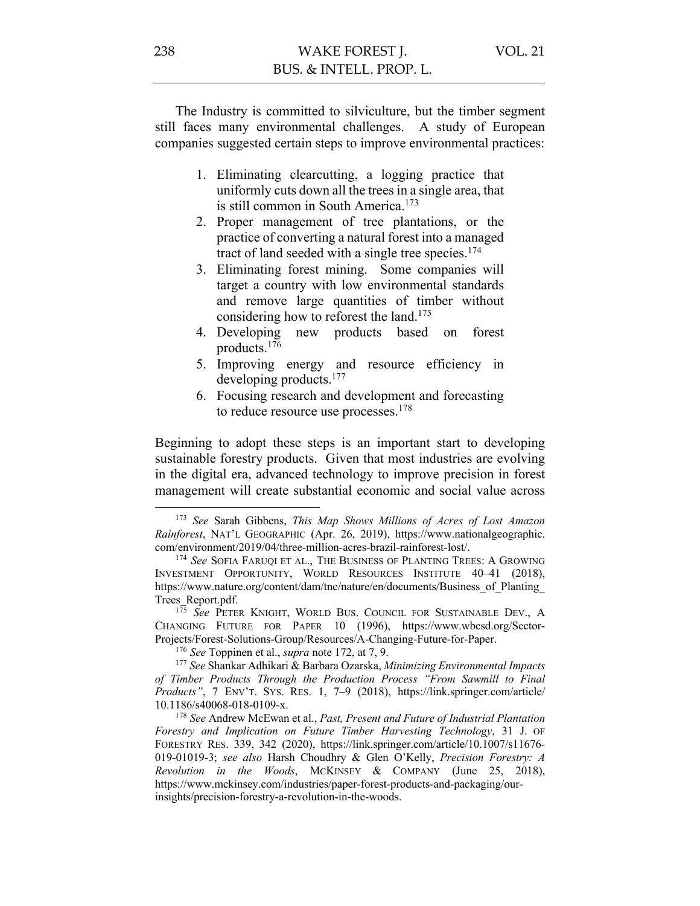The Industry is committed to silviculture, but the timber segment still faces many environmental challenges. A study of European companies suggested certain steps to improve environmental practices:

1. Eliminating clearcutting, a logging practice that uniformly cuts down all the trees in a single area, that is still common in South America.[173]
2. Proper management of tree plantations, or the practice of converting a natural forest into a managed tract of land seeded with a single tree species.[174]
3. Eliminating forest mining. Some companies will target a country with low environmental standards and remove large quantities of timber without considering how to reforest the land.[175]
4. Developing new products based on forest products.[176]
5. Improving energy and resource efficiency in developing products.[177]
6. Focusing research and development and forecasting to reduce resource use processes.[178]

Beginning to adopt these steps is an important start to developing sustainable forestry products. Given that most industries are evolving in the digital era, advanced technology to improve precision in forest management will create substantial economic and social value across

---

[173] *See* Sarah Gibbens, *This Map Shows Millions of Acres of Lost Amazon Rainforest*, NAT'L GEOGRAPHIC (Apr. 26, 2019), https://www.nationalgeographic.com/environment/2019/04/three-million-acres-brazil-rainforest-lost/.

[174] *See* SOFIA FARUQI ET AL., THE BUSINESS OF PLANTING TREES: A GROWING INVESTMENT OPPORTUNITY, WORLD RESOURCES INSTITUTE 40–41 (2018), https://www.nature.org/content/dam/tnc/nature/en/documents/Business_of_Planting_Trees_Report.pdf.

[175] *See* PETER KNIGHT, WORLD BUS. COUNCIL FOR SUSTAINABLE DEV., A CHANGING FUTURE FOR PAPER 10 (1996), https://www.wbcsd.org/Sector-Projects/Forest-Solutions-Group/Resources/A-Changing-Future-for-Paper.

[176] *See* Toppinen et al., *supra* note 172, at 7, 9.

[177] *See* Shankar Adhikari & Barbara Ozarska, *Minimizing Environmental Impacts of Timber Products Through the Production Process "From Sawmill to Final Products"*, 7 ENV'T. SYS. RES. 1, 7–9 (2018), https://link.springer.com/article/10.1186/s40068-018-0109-x.

[178] *See* Andrew McEwan et al., *Past, Present and Future of Industrial Plantation Forestry and Implication on Future Timber Harvesting Technology*, 31 J. OF FORESTRY RES. 339, 342 (2020), https://link.springer.com/article/10.1007/s11676-019-01019-3; *see also* Harsh Choudhry & Glen O'Kelly, *Precision Forestry: A Revolution in the Woods*, MCKINSEY & COMPANY (June 25, 2018), https://www.mckinsey.com/industries/paper-forest-products-and-packaging/our-insights/precision-forestry-a-revolution-in-the-woods.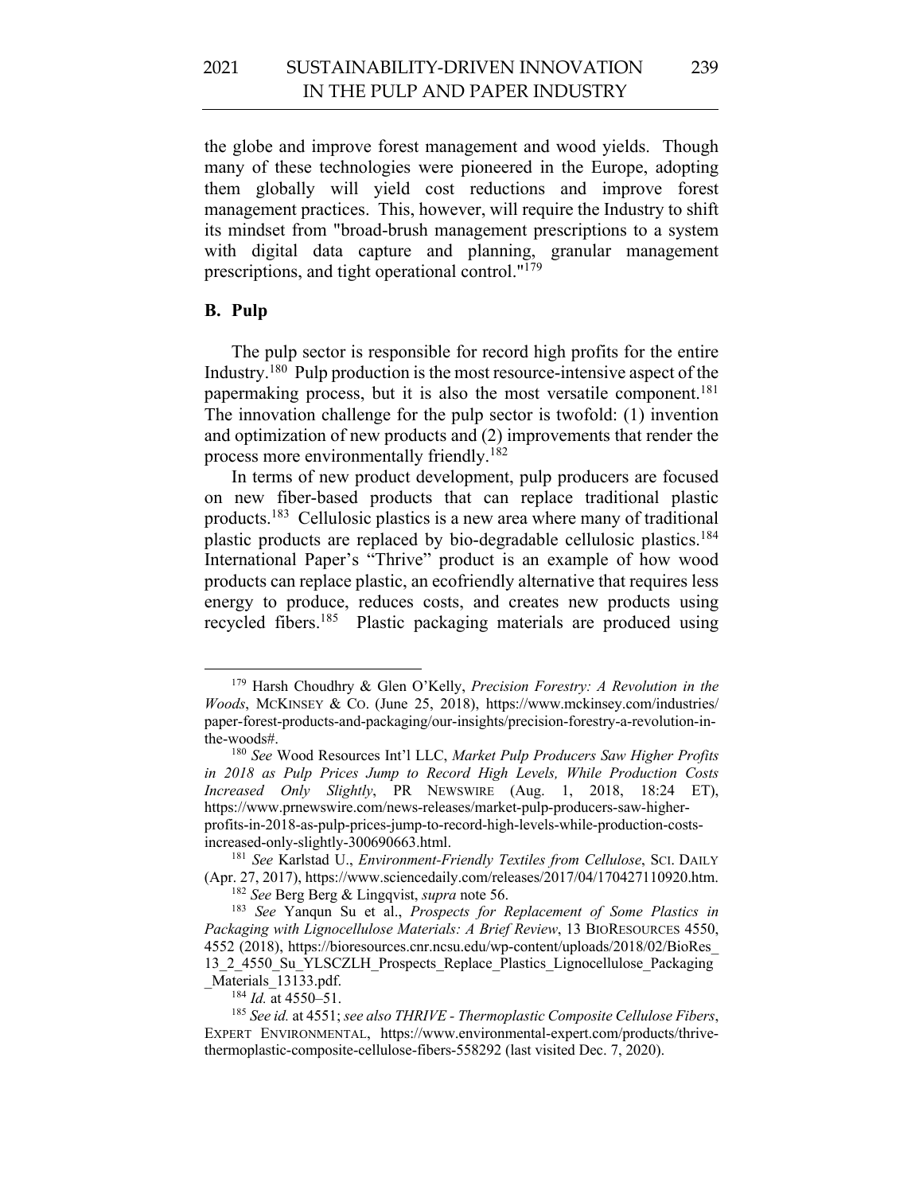the globe and improve forest management and wood yields. Though many of these technologies were pioneered in the Europe, adopting them globally will yield cost reductions and improve forest management practices. This, however, will require the Industry to shift its mindset from "broad-brush management prescriptions to a system with digital data capture and planning, granular management prescriptions, and tight operational control."[179]

### B. Pulp

The pulp sector is responsible for record high profits for the entire Industry.[180] Pulp production is the most resource-intensive aspect of the papermaking process, but it is also the most versatile component.[181] The innovation challenge for the pulp sector is twofold: (1) invention and optimization of new products and (2) improvements that render the process more environmentally friendly.[182]

In terms of new product development, pulp producers are focused on new fiber-based products that can replace traditional plastic products.[183] Cellulosic plastics is a new area where many of traditional plastic products are replaced by bio-degradable cellulosic plastics.[184] International Paper's "Thrive" product is an example of how wood products can replace plastic, an ecofriendly alternative that requires less energy to produce, reduces costs, and creates new products using recycled fibers.[185] Plastic packaging materials are produced using

---

[179] Harsh Choudhry & Glen O'Kelly, *Precision Forestry: A Revolution in the Woods*, McKinsey & Co. (June 25, 2018), https://www.mckinsey.com/industries/paper-forest-products-and-packaging/our-insights/precision-forestry-a-revolution-in-the-woods#.

[180] *See* Wood Resources Int'l LLC, *Market Pulp Producers Saw Higher Profits in 2018 as Pulp Prices Jump to Record High Levels, While Production Costs Increased Only Slightly*, PR Newswire (Aug. 1, 2018, 18:24 ET), https://www.prnewswire.com/news-releases/market-pulp-producers-saw-higher-profits-in-2018-as-pulp-prices-jump-to-record-high-levels-while-production-costs-increased-only-slightly-300690663.html.

[181] *See* Karlstad U., *Environment-Friendly Textiles from Cellulose*, Sci. Daily (Apr. 27, 2017), https://www.sciencedaily.com/releases/2017/04/170427110920.htm.

[182] *See* Berg Berg & Lingqvist, *supra* note 56.

[183] *See* Yanqun Su et al., *Prospects for Replacement of Some Plastics in Packaging with Lignocellulose Materials: A Brief Review*, 13 BioResources 4550, 4552 (2018), https://bioresources.cnr.ncsu.edu/wp-content/uploads/2018/02/BioRes_13_2_4550_Su_YLSCZLH_Prospects_Replace_Plastics_Lignocellulose_Packaging_Materials_13133.pdf.

[184] *Id.* at 4550–51.

[185] *See id.* at 4551; *see also THRIVE - Thermoplastic Composite Cellulose Fibers*, Expert Environmental, https://www.environmental-expert.com/products/thrive-thermoplastic-composite-cellulose-fibers-558292 (last visited Dec. 7, 2020).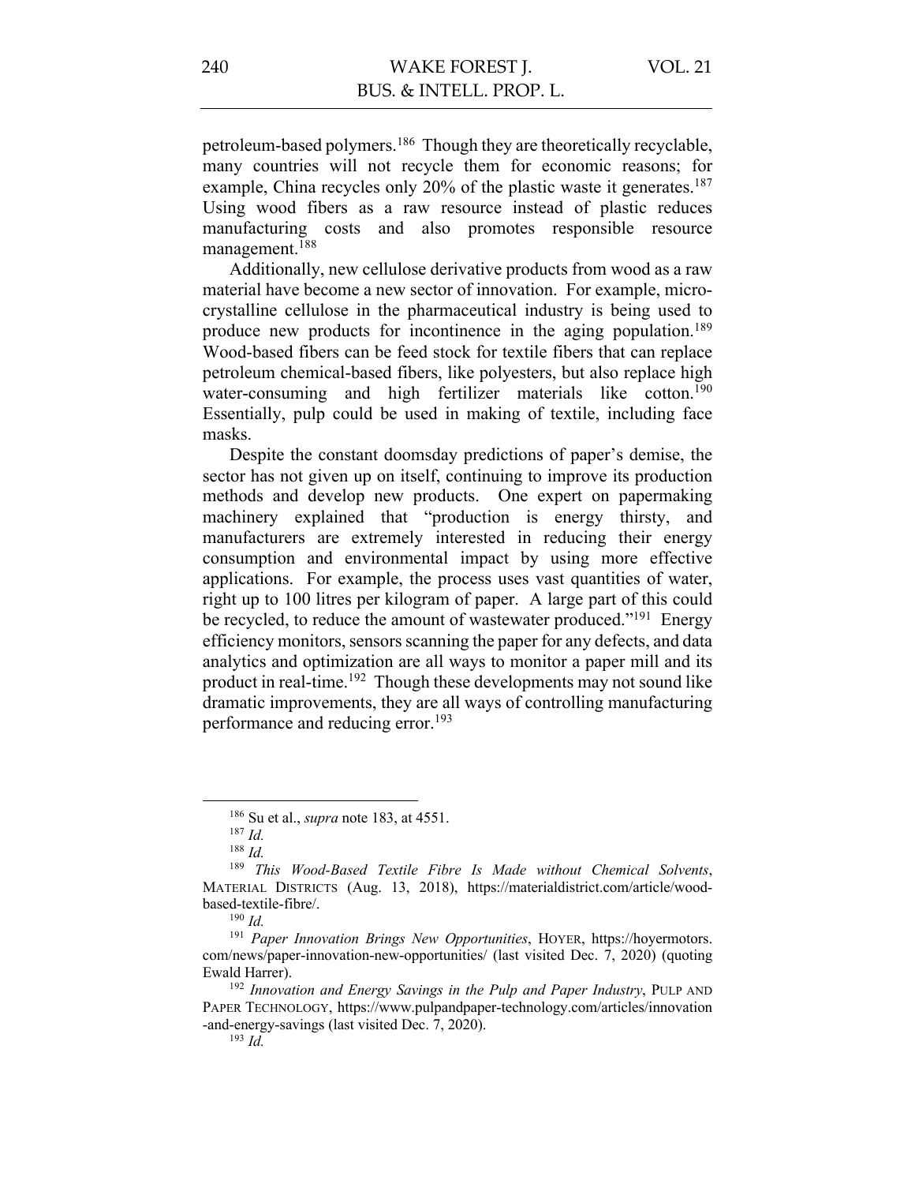petroleum-based polymers.[186] Though they are theoretically recyclable, many countries will not recycle them for economic reasons; for example, China recycles only 20% of the plastic waste it generates.[187] Using wood fibers as a raw resource instead of plastic reduces manufacturing costs and also promotes responsible resource management.[188]

Additionally, new cellulose derivative products from wood as a raw material have become a new sector of innovation. For example, micro-crystalline cellulose in the pharmaceutical industry is being used to produce new products for incontinence in the aging population.[189] Wood-based fibers can be feed stock for textile fibers that can replace petroleum chemical-based fibers, like polyesters, but also replace high water-consuming and high fertilizer materials like cotton.[190] Essentially, pulp could be used in making of textile, including face masks.

Despite the constant doomsday predictions of paper's demise, the sector has not given up on itself, continuing to improve its production methods and develop new products. One expert on papermaking machinery explained that "production is energy thirsty, and manufacturers are extremely interested in reducing their energy consumption and environmental impact by using more effective applications. For example, the process uses vast quantities of water, right up to 100 litres per kilogram of paper. A large part of this could be recycled, to reduce the amount of wastewater produced."[191] Energy efficiency monitors, sensors scanning the paper for any defects, and data analytics and optimization are all ways to monitor a paper mill and its product in real-time.[192] Though these developments may not sound like dramatic improvements, they are all ways of controlling manufacturing performance and reducing error.[193]

---

[186] Su et al., *supra* note 183, at 4551.

[187] *Id.*

[188] *Id.*

[189] *This Wood-Based Textile Fibre Is Made without Chemical Solvents*, MATERIAL DISTRICTS (Aug. 13, 2018), https://materialdistrict.com/article/wood-based-textile-fibre/.

[190] *Id.*

[191] *Paper Innovation Brings New Opportunities*, HOYER, https://hoyermotors.com/news/paper-innovation-new-opportunities/ (last visited Dec. 7, 2020) (quoting Ewald Harrer).

[192] *Innovation and Energy Savings in the Pulp and Paper Industry*, PULP AND PAPER TECHNOLOGY, https://www.pulpandpaper-technology.com/articles/innovation-and-energy-savings (last visited Dec. 7, 2020).

[193] *Id.*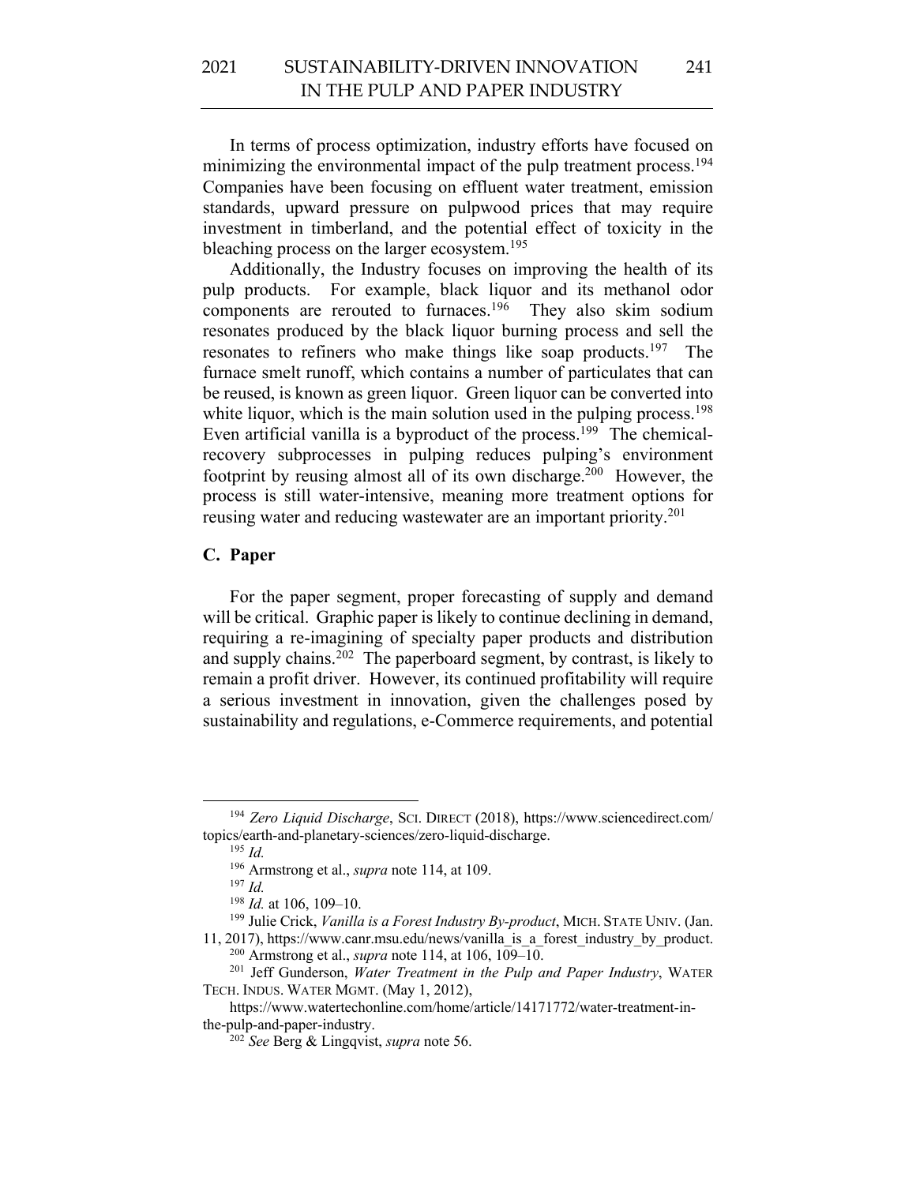In terms of process optimization, industry efforts have focused on minimizing the environmental impact of the pulp treatment process.[194] Companies have been focusing on effluent water treatment, emission standards, upward pressure on pulpwood prices that may require investment in timberland, and the potential effect of toxicity in the bleaching process on the larger ecosystem.[195]

Additionally, the Industry focuses on improving the health of its pulp products. For example, black liquor and its methanol odor components are rerouted to furnaces.[196] They also skim sodium resonates produced by the black liquor burning process and sell the resonates to refiners who make things like soap products.[197] The furnace smelt runoff, which contains a number of particulates that can be reused, is known as green liquor. Green liquor can be converted into white liquor, which is the main solution used in the pulping process.[198] Even artificial vanilla is a byproduct of the process.[199] The chemical-recovery subprocesses in pulping reduces pulping's environment footprint by reusing almost all of its own discharge.[200] However, the process is still water-intensive, meaning more treatment options for reusing water and reducing wastewater are an important priority.[201]

### C. Paper

For the paper segment, proper forecasting of supply and demand will be critical. Graphic paper is likely to continue declining in demand, requiring a re-imagining of specialty paper products and distribution and supply chains.[202] The paperboard segment, by contrast, is likely to remain a profit driver. However, its continued profitability will require a serious investment in innovation, given the challenges posed by sustainability and regulations, e-Commerce requirements, and potential

---

[194] *Zero Liquid Discharge*, SCI. DIRECT (2018), https://www.sciencedirect.com/topics/earth-and-planetary-sciences/zero-liquid-discharge.

[195] *Id.*

[196] Armstrong et al., *supra* note 114, at 109.

[197] *Id.*

[198] *Id.* at 106, 109–10.

[199] Julie Crick, *Vanilla is a Forest Industry By-product*, MICH. STATE UNIV. (Jan. 11, 2017), https://www.canr.msu.edu/news/vanilla_is_a_forest_industry_by_product.

[200] Armstrong et al., *supra* note 114, at 106, 109–10.

[201] Jeff Gunderson, *Water Treatment in the Pulp and Paper Industry*, WATER TECH. INDUS. WATER MGMT. (May 1, 2012), https://www.watertechonline.com/home/article/14171772/water-treatment-in-the-pulp-and-paper-industry.

[202] *See* Berg & Lingqvist, *supra* note 56.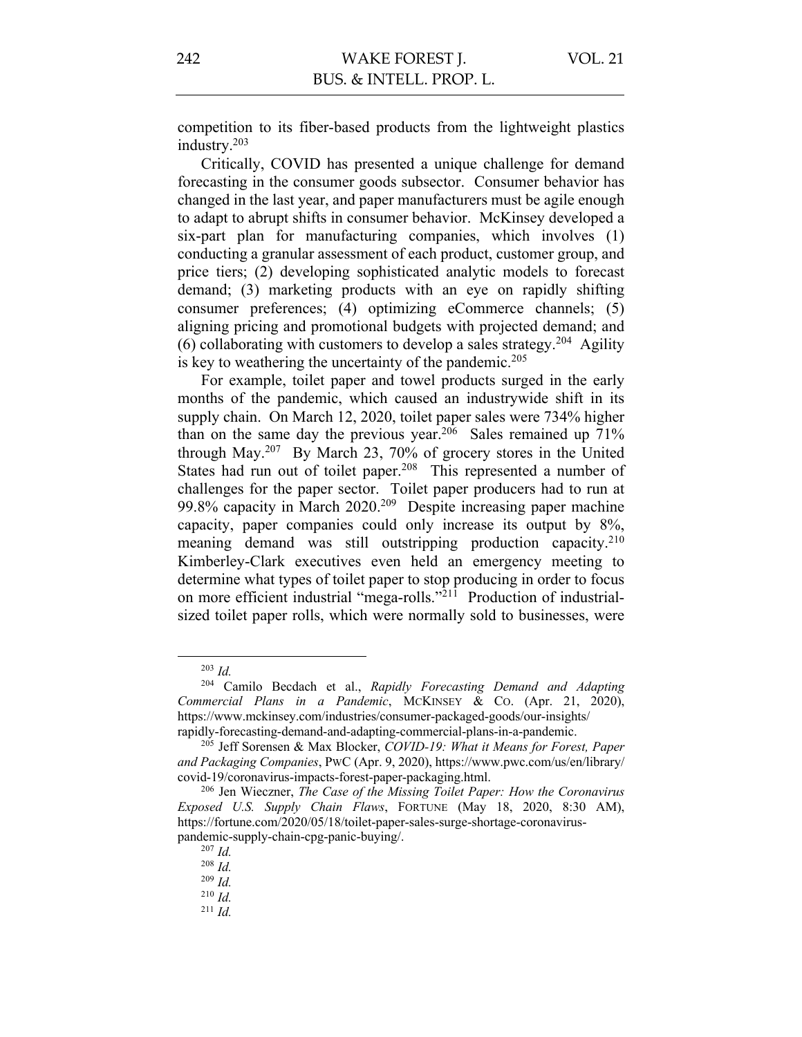competition to its fiber-based products from the lightweight plastics industry.[203]

Critically, COVID has presented a unique challenge for demand forecasting in the consumer goods subsector. Consumer behavior has changed in the last year, and paper manufacturers must be agile enough to adapt to abrupt shifts in consumer behavior. McKinsey developed a six-part plan for manufacturing companies, which involves (1) conducting a granular assessment of each product, customer group, and price tiers; (2) developing sophisticated analytic models to forecast demand; (3) marketing products with an eye on rapidly shifting consumer preferences; (4) optimizing eCommerce channels; (5) aligning pricing and promotional budgets with projected demand; and (6) collaborating with customers to develop a sales strategy.[204] Agility is key to weathering the uncertainty of the pandemic.[205]

For example, toilet paper and towel products surged in the early months of the pandemic, which caused an industrywide shift in its supply chain. On March 12, 2020, toilet paper sales were 734% higher than on the same day the previous year.[206] Sales remained up 71% through May.[207] By March 23, 70% of grocery stores in the United States had run out of toilet paper.[208] This represented a number of challenges for the paper sector. Toilet paper producers had to run at 99.8% capacity in March 2020.[209] Despite increasing paper machine capacity, paper companies could only increase its output by 8%, meaning demand was still outstripping production capacity.[210] Kimberley-Clark executives even held an emergency meeting to determine what types of toilet paper to stop producing in order to focus on more efficient industrial "mega-rolls."[211] Production of industrial-sized toilet paper rolls, which were normally sold to businesses, were

---

[203] *Id.*

[204] Camilo Becdach et al., *Rapidly Forecasting Demand and Adapting Commercial Plans in a Pandemic*, MCKINSEY & CO. (Apr. 21, 2020), https://www.mckinsey.com/industries/consumer-packaged-goods/our-insights/rapidly-forecasting-demand-and-adapting-commercial-plans-in-a-pandemic.

[205] Jeff Sorensen & Max Blocker, *COVID-19: What it Means for Forest, Paper and Packaging Companies*, PWC (Apr. 9, 2020), https://www.pwc.com/us/en/library/covid-19/coronavirus-impacts-forest-paper-packaging.html.

[206] Jen Wieczner, *The Case of the Missing Toilet Paper: How the Coronavirus Exposed U.S. Supply Chain Flaws*, FORTUNE (May 18, 2020, 8:30 AM), https://fortune.com/2020/05/18/toilet-paper-sales-surge-shortage-coronavirus-pandemic-supply-chain-cpg-panic-buying/.

[207] *Id.*

[208] *Id.*

[209] *Id.*

[210] *Id.*

[211] *Id.*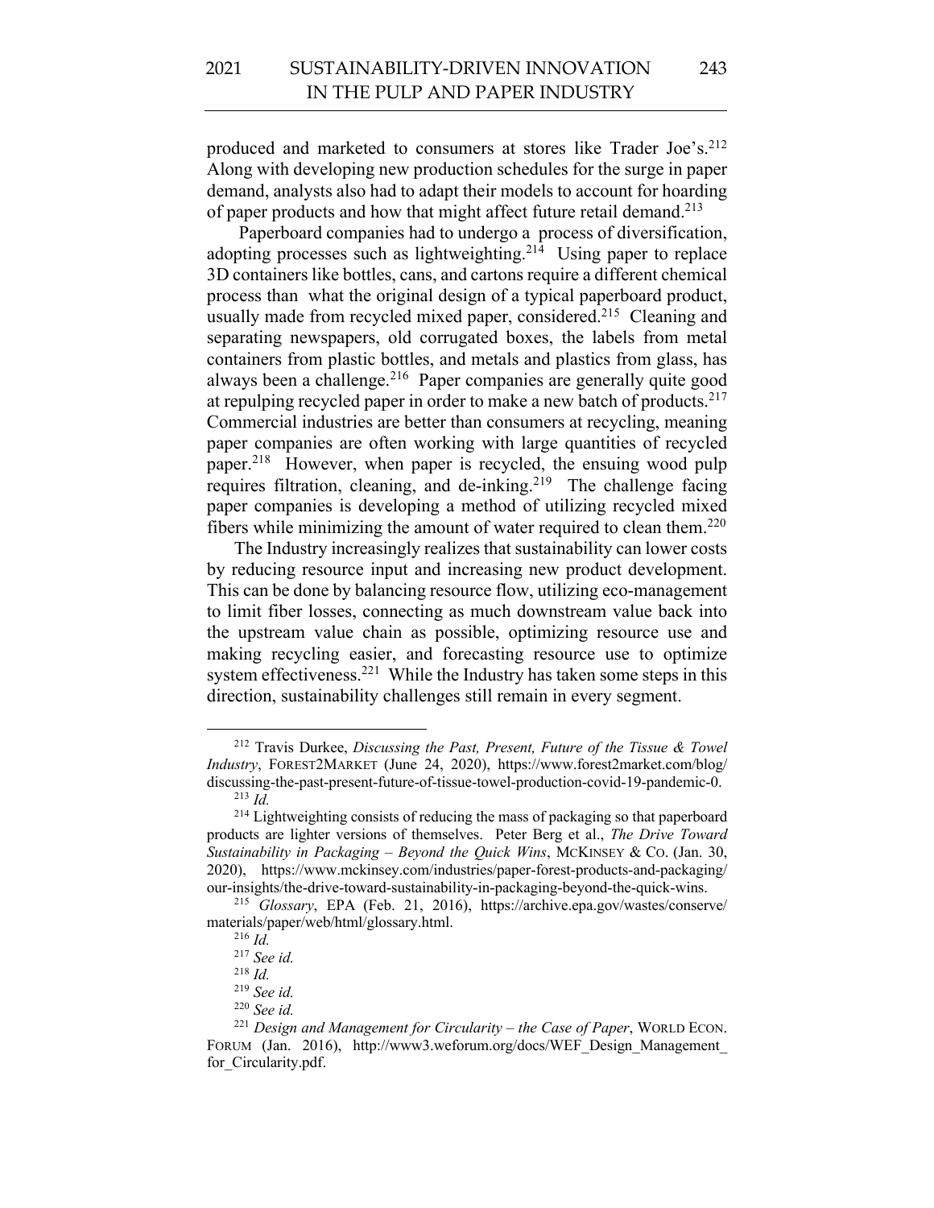produced and marketed to consumers at stores like Trader Joe's.[212] Along with developing new production schedules for the surge in paper demand, analysts also had to adapt their models to account for hoarding of paper products and how that might affect future retail demand.[213]

Paperboard companies had to undergo a process of diversification, adopting processes such as lightweighting.[214] Using paper to replace 3D containers like bottles, cans, and cartons require a different chemical process than what the original design of a typical paperboard product, usually made from recycled mixed paper, considered.[215] Cleaning and separating newspapers, old corrugated boxes, the labels from metal containers from plastic bottles, and metals and plastics from glass, has always been a challenge.[216] Paper companies are generally quite good at repulping recycled paper in order to make a new batch of products.[217] Commercial industries are better than consumers at recycling, meaning paper companies are often working with large quantities of recycled paper.[218] However, when paper is recycled, the ensuing wood pulp requires filtration, cleaning, and de-inking.[219] The challenge facing paper companies is developing a method of utilizing recycled mixed fibers while minimizing the amount of water required to clean them.[220]

The Industry increasingly realizes that sustainability can lower costs by reducing resource input and increasing new product development. This can be done by balancing resource flow, utilizing eco-management to limit fiber losses, connecting as much downstream value back into the upstream value chain as possible, optimizing resource use and making recycling easier, and forecasting resource use to optimize system effectiveness.[221] While the Industry has taken some steps in this direction, sustainability challenges still remain in every segment.

---

[212] Travis Durkee, *Discussing the Past, Present, Future of the Tissue & Towel Industry*, FOREST2MARKET (June 24, 2020), https://www.forest2market.com/blog/discussing-the-past-present-future-of-tissue-towel-production-covid-19-pandemic-0.

[213] *Id.*

[214] Lightweighting consists of reducing the mass of packaging so that paperboard products are lighter versions of themselves. Peter Berg et al., *The Drive Toward Sustainability in Packaging – Beyond the Quick Wins*, MCKINSEY & CO. (Jan. 30, 2020), https://www.mckinsey.com/industries/paper-forest-products-and-packaging/our-insights/the-drive-toward-sustainability-in-packaging-beyond-the-quick-wins.

[215] *Glossary*, EPA (Feb. 21, 2016), https://archive.epa.gov/wastes/conserve/materials/paper/web/html/glossary.html.

[216] *Id.*

[217] *See id.*

[218] *Id.*

[219] *See id.*

[220] *See id.*

[221] *Design and Management for Circularity – the Case of Paper*, WORLD ECON. FORUM (Jan. 2016), http://www3.weforum.org/docs/WEF_Design_Management_for_Circularity.pdf.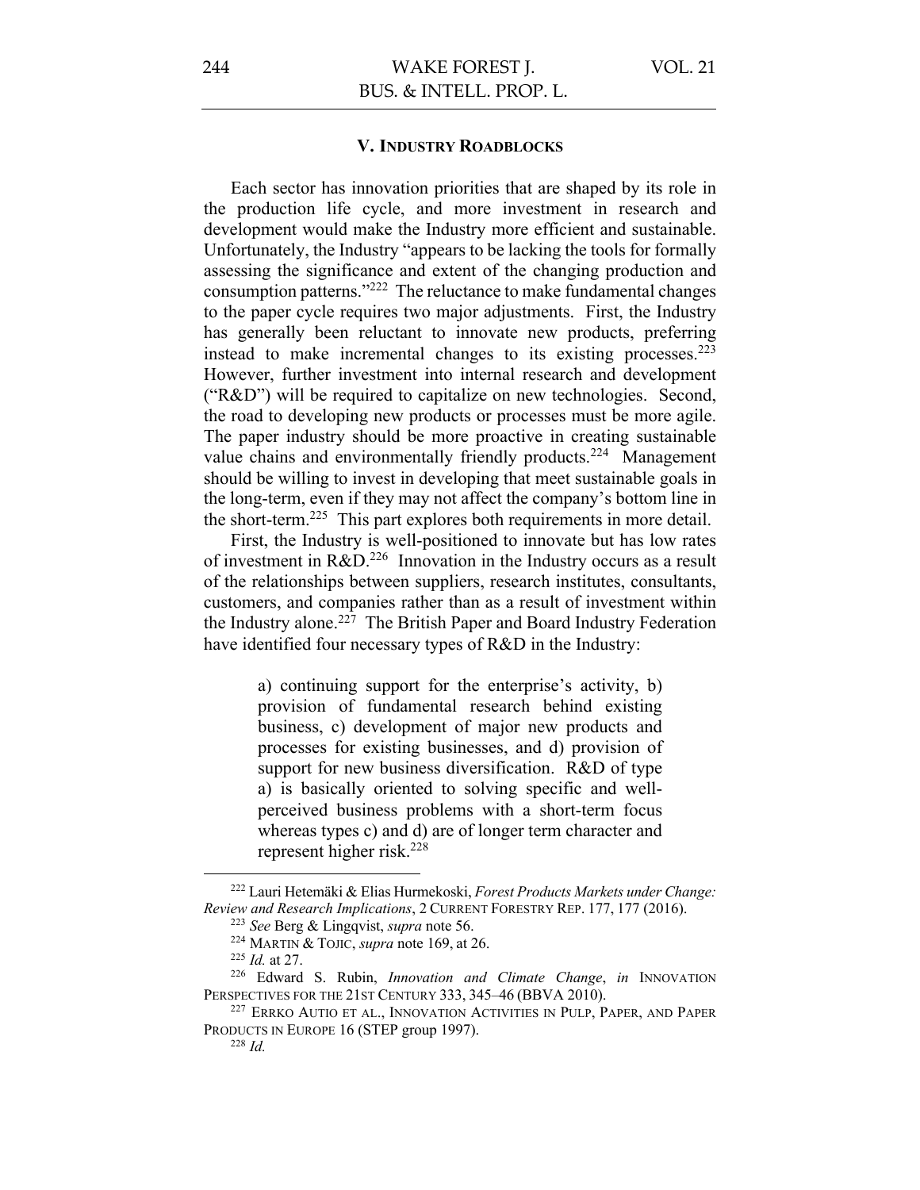## V. Industry Roadblocks

Each sector has innovation priorities that are shaped by its role in the production life cycle, and more investment in research and development would make the Industry more efficient and sustainable. Unfortunately, the Industry "appears to be lacking the tools for formally assessing the significance and extent of the changing production and consumption patterns."[222] The reluctance to make fundamental changes to the paper cycle requires two major adjustments. First, the Industry has generally been reluctant to innovate new products, preferring instead to make incremental changes to its existing processes.[223] However, further investment into internal research and development ("R&D") will be required to capitalize on new technologies. Second, the road to developing new products or processes must be more agile. The paper industry should be more proactive in creating sustainable value chains and environmentally friendly products.[224] Management should be willing to invest in developing that meet sustainable goals in the long-term, even if they may not affect the company's bottom line in the short-term.[225] This part explores both requirements in more detail.

First, the Industry is well-positioned to innovate but has low rates of investment in R&D.[226] Innovation in the Industry occurs as a result of the relationships between suppliers, research institutes, consultants, customers, and companies rather than as a result of investment within the Industry alone.[227] The British Paper and Board Industry Federation have identified four necessary types of R&D in the Industry:

> a) continuing support for the enterprise's activity, b) provision of fundamental research behind existing business, c) development of major new products and processes for existing businesses, and d) provision of support for new business diversification. R&D of type a) is basically oriented to solving specific and well-perceived business problems with a short-term focus whereas types c) and d) are of longer term character and represent higher risk.[228]

---

[222] Lauri Hetemäki & Elias Hurmekoski, *Forest Products Markets under Change: Review and Research Implications*, 2 CURRENT FORESTRY REP. 177, 177 (2016).

[223] *See* Berg & Lingqvist, *supra* note 56.

[224] MARTIN & TOJIC, *supra* note 169, at 26.

[225] *Id.* at 27.

[226] Edward S. Rubin, *Innovation and Climate Change*, *in* INNOVATION PERSPECTIVES FOR THE 21ST CENTURY 333, 345–46 (BBVA 2010).

[227] ERRKO AUTIO ET AL., INNOVATION ACTIVITIES IN PULP, PAPER, AND PAPER PRODUCTS IN EUROPE 16 (STEP group 1997).

[228] *Id.*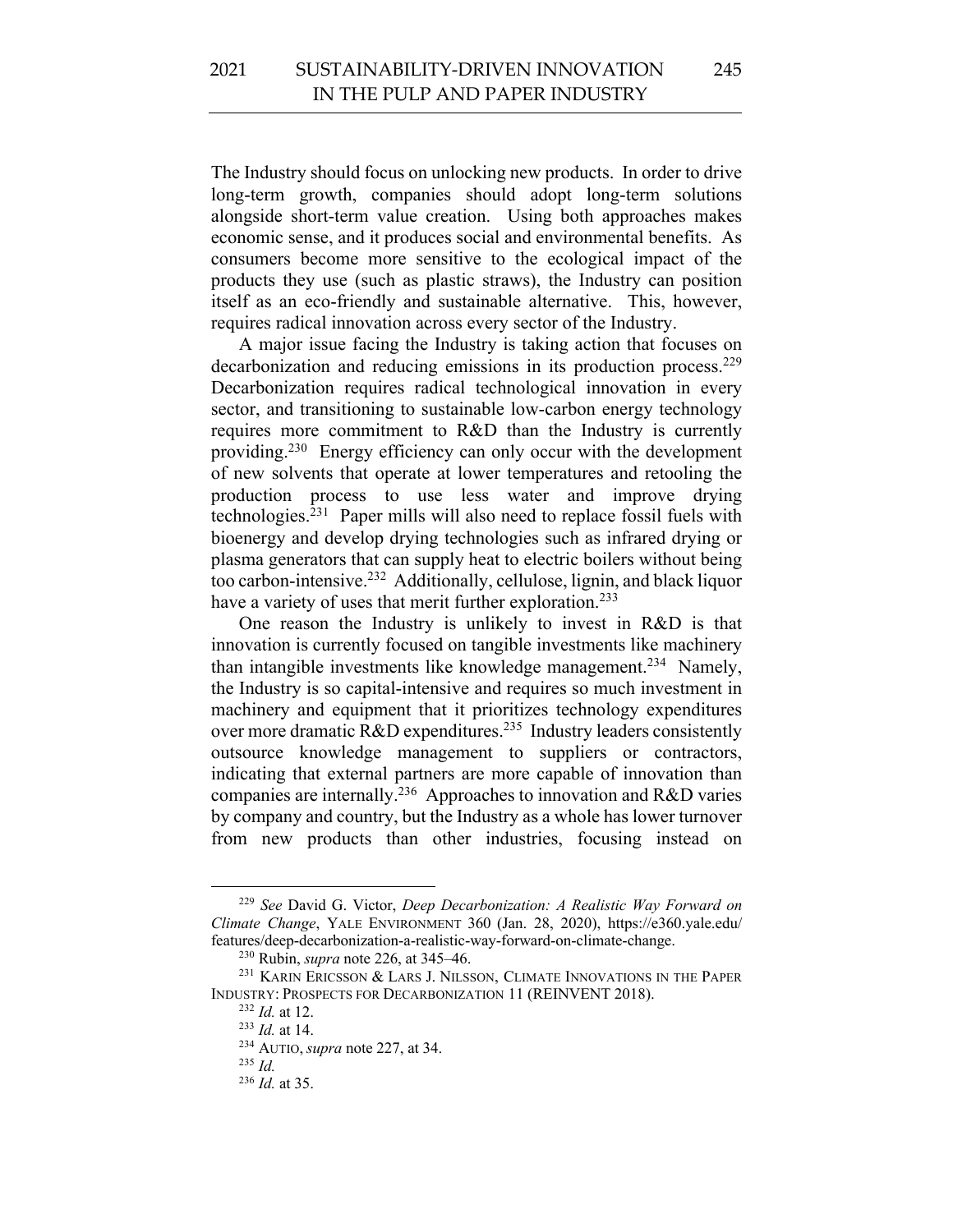The Industry should focus on unlocking new products. In order to drive long-term growth, companies should adopt long-term solutions alongside short-term value creation. Using both approaches makes economic sense, and it produces social and environmental benefits. As consumers become more sensitive to the ecological impact of the products they use (such as plastic straws), the Industry can position itself as an eco-friendly and sustainable alternative. This, however, requires radical innovation across every sector of the Industry.

A major issue facing the Industry is taking action that focuses on decarbonization and reducing emissions in its production process.[229] Decarbonization requires radical technological innovation in every sector, and transitioning to sustainable low-carbon energy technology requires more commitment to R&D than the Industry is currently providing.[230] Energy efficiency can only occur with the development of new solvents that operate at lower temperatures and retooling the production process to use less water and improve drying technologies.[231] Paper mills will also need to replace fossil fuels with bioenergy and develop drying technologies such as infrared drying or plasma generators that can supply heat to electric boilers without being too carbon-intensive.[232] Additionally, cellulose, lignin, and black liquor have a variety of uses that merit further exploration.[233]

One reason the Industry is unlikely to invest in R&D is that innovation is currently focused on tangible investments like machinery than intangible investments like knowledge management.[234] Namely, the Industry is so capital-intensive and requires so much investment in machinery and equipment that it prioritizes technology expenditures over more dramatic R&D expenditures.[235] Industry leaders consistently outsource knowledge management to suppliers or contractors, indicating that external partners are more capable of innovation than companies are internally.[236] Approaches to innovation and R&D varies by company and country, but the Industry as a whole has lower turnover from new products than other industries, focusing instead on

---

[229] *See* David G. Victor, *Deep Decarbonization: A Realistic Way Forward on Climate Change*, YALE ENVIRONMENT 360 (Jan. 28, 2020), https://e360.yale.edu/features/deep-decarbonization-a-realistic-way-forward-on-climate-change.

[230] Rubin, *supra* note 226, at 345–46.

[231] KARIN ERICSSON & LARS J. NILSSON, CLIMATE INNOVATIONS IN THE PAPER INDUSTRY: PROSPECTS FOR DECARBONIZATION 11 (REINVENT 2018).

[232] *Id.* at 12.

[233] *Id.* at 14.

[234] AUTIO, *supra* note 227, at 34.

[235] *Id.*

[236] *Id.* at 35.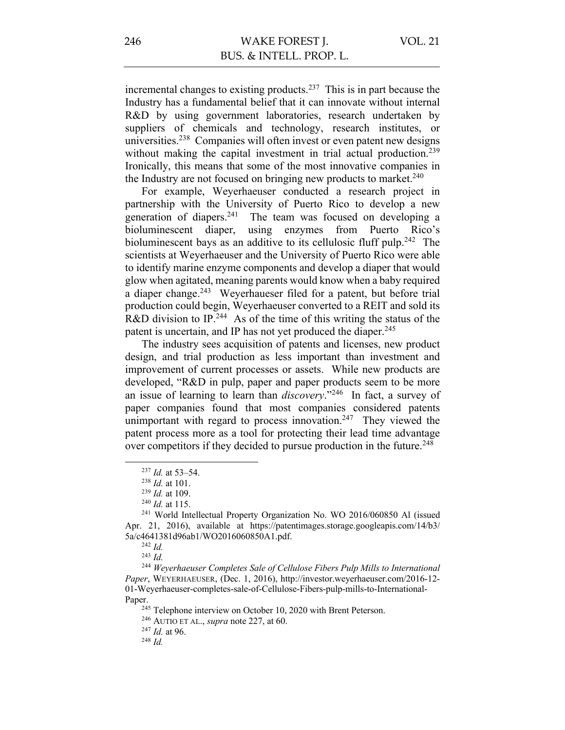incremental changes to existing products.[237] This is in part because the Industry has a fundamental belief that it can innovate without internal R&D by using government laboratories, research undertaken by suppliers of chemicals and technology, research institutes, or universities.[238] Companies will often invest or even patent new designs without making the capital investment in trial actual production.[239] Ironically, this means that some of the most innovative companies in the Industry are not focused on bringing new products to market.[240]

For example, Weyerhaeuser conducted a research project in partnership with the University of Puerto Rico to develop a new generation of diapers.[241] The team was focused on developing a bioluminescent diaper, using enzymes from Puerto Rico's bioluminescent bays as an additive to its cellulosic fluff pulp.[242] The scientists at Weyerhaeuser and the University of Puerto Rico were able to identify marine enzyme components and develop a diaper that would glow when agitated, meaning parents would know when a baby required a diaper change.[243] Weyerhaeuser filed for a patent, but before trial production could begin, Weyerhaeuser converted to a REIT and sold its R&D division to IP.[244] As of the time of this writing the status of the patent is uncertain, and IP has not yet produced the diaper.[245]

The industry sees acquisition of patents and licenses, new product design, and trial production as less important than investment and improvement of current processes or assets. While new products are developed, "R&D in pulp, paper and paper products seem to be more an issue of learning to learn than *discovery*."[246] In fact, a survey of paper companies found that most companies considered patents unimportant with regard to process innovation.[247] They viewed the patent process more as a tool for protecting their lead time advantage over competitors if they decided to pursue production in the future.[248]

---

[237] *Id.* at 53–54.

[238] *Id.* at 101.

[239] *Id.* at 109.

[240] *Id.* at 115.

[241] World Intellectual Property Organization No. WO 2016/060850 Al (issued Apr. 21, 2016), available at https://patentimages.storage.googleapis.com/14/b3/5a/c4641381d96ab1/WO2016060850A1.pdf.

[242] *Id.*

[243] *Id.*

[244] *Weyerhaeuser Completes Sale of Cellulose Fibers Pulp Mills to International Paper*, WEYERHAEUSER, (Dec. 1, 2016), http://investor.weyerhaeuser.com/2016-12-01-Weyerhaeuser-completes-sale-of-Cellulose-Fibers-pulp-mills-to-International-Paper.

[245] Telephone interview on October 10, 2020 with Brent Peterson.

[246] AUTIO ET AL., *supra* note 227, at 60.

[247] *Id.* at 96.

[248] *Id.*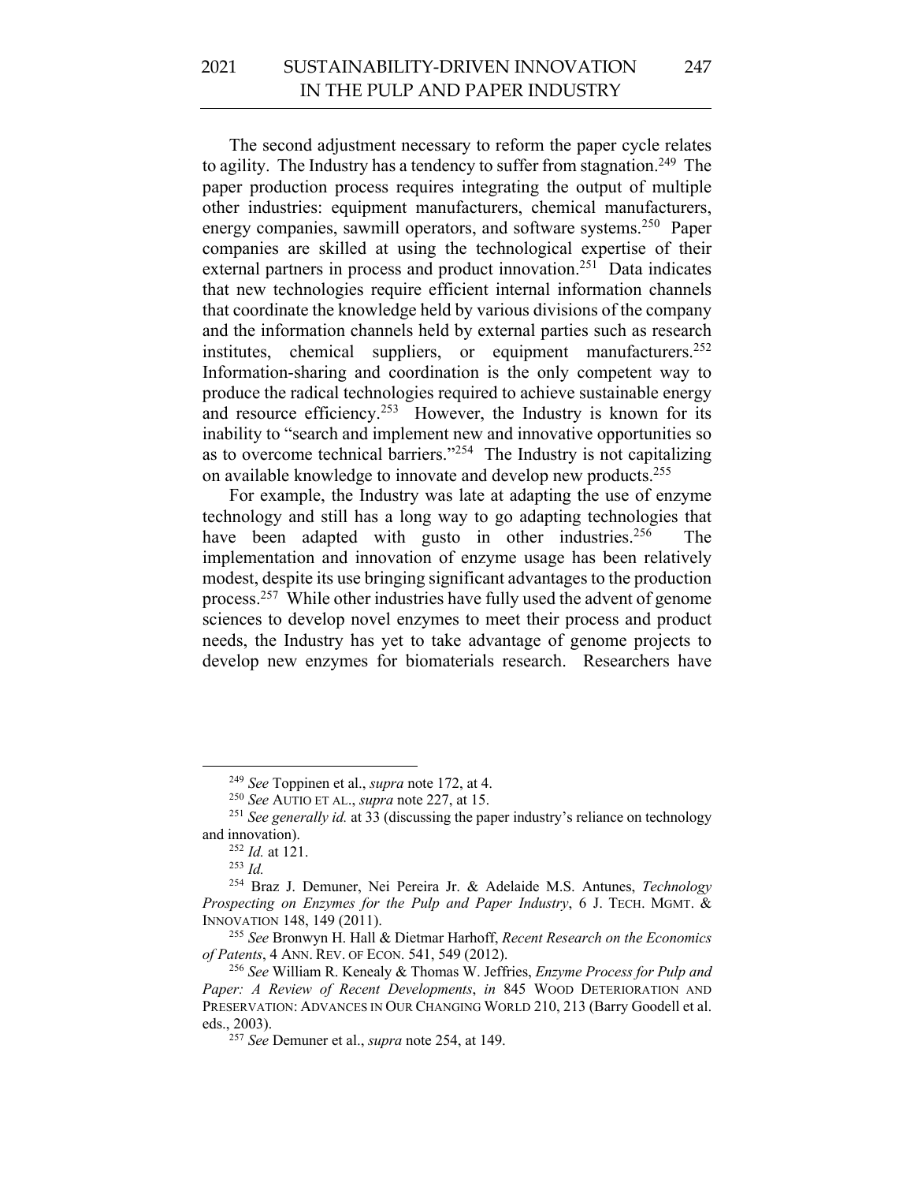The second adjustment necessary to reform the paper cycle relates to agility. The Industry has a tendency to suffer from stagnation.[249] The paper production process requires integrating the output of multiple other industries: equipment manufacturers, chemical manufacturers, energy companies, sawmill operators, and software systems.[250] Paper companies are skilled at using the technological expertise of their external partners in process and product innovation.[251] Data indicates that new technologies require efficient internal information channels that coordinate the knowledge held by various divisions of the company and the information channels held by external parties such as research institutes, chemical suppliers, or equipment manufacturers.[252] Information-sharing and coordination is the only competent way to produce the radical technologies required to achieve sustainable energy and resource efficiency.[253] However, the Industry is known for its inability to "search and implement new and innovative opportunities so as to overcome technical barriers."[254] The Industry is not capitalizing on available knowledge to innovate and develop new products.[255]

For example, the Industry was late at adapting the use of enzyme technology and still has a long way to go adapting technologies that have been adapted with gusto in other industries.[256] The implementation and innovation of enzyme usage has been relatively modest, despite its use bringing significant advantages to the production process.[257] While other industries have fully used the advent of genome sciences to develop novel enzymes to meet their process and product needs, the Industry has yet to take advantage of genome projects to develop new enzymes for biomaterials research. Researchers have

---

[249] *See* Toppinen et al., *supra* note 172, at 4.

[250] *See* AUTIO ET AL., *supra* note 227, at 15.

[251] *See generally id.* at 33 (discussing the paper industry's reliance on technology and innovation).

[252] *Id.* at 121.

[253] *Id.*

[254] Braz J. Demuner, Nei Pereira Jr. & Adelaide M.S. Antunes, *Technology Prospecting on Enzymes for the Pulp and Paper Industry*, 6 J. TECH. MGMT. & INNOVATION 148, 149 (2011).

[255] *See* Bronwyn H. Hall & Dietmar Harhoff, *Recent Research on the Economics of Patents*, 4 ANN. REV. OF ECON. 541, 549 (2012).

[256] *See* William R. Kenealy & Thomas W. Jeffries, *Enzyme Process for Pulp and Paper: A Review of Recent Developments*, *in* 845 WOOD DETERIORATION AND PRESERVATION: ADVANCES IN OUR CHANGING WORLD 210, 213 (Barry Goodell et al. eds., 2003).

[257] *See* Demuner et al., *supra* note 254, at 149.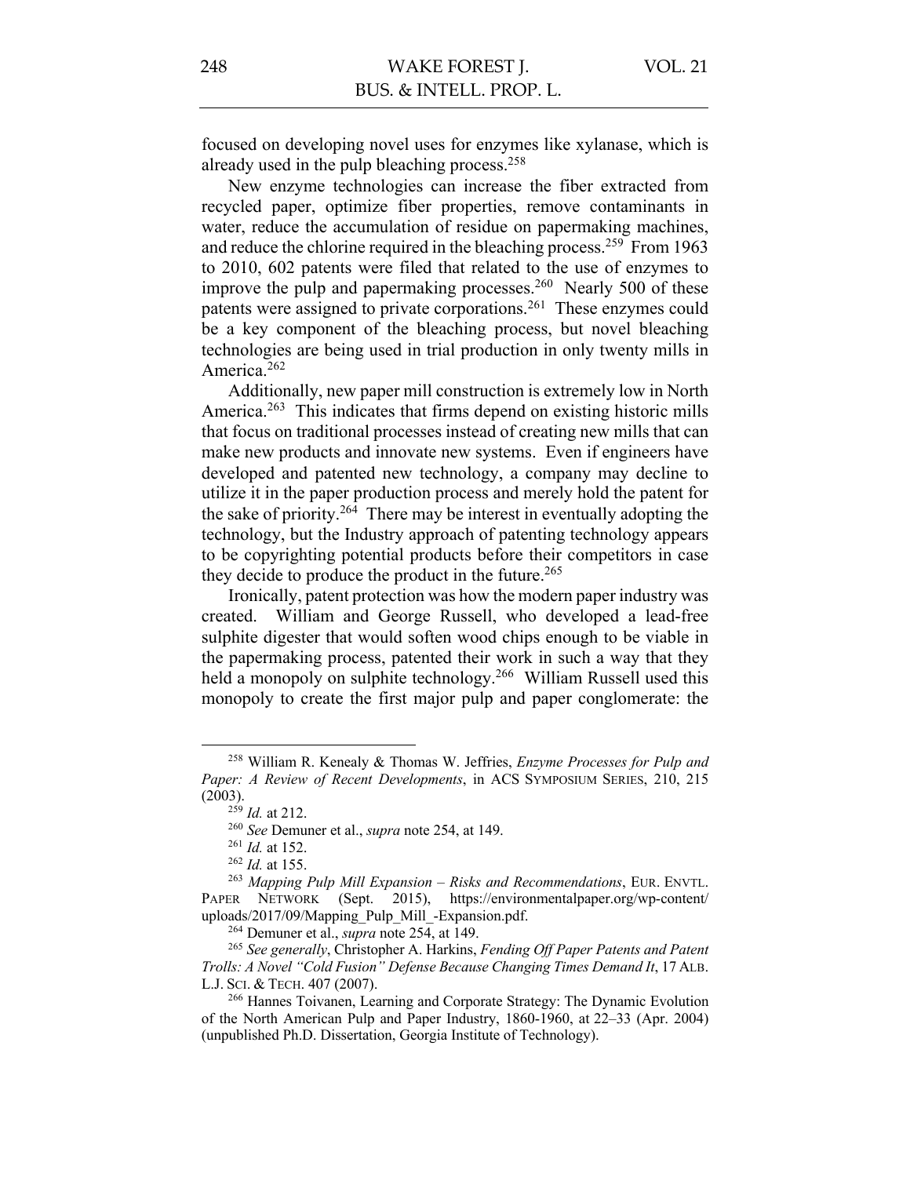focused on developing novel uses for enzymes like xylanase, which is already used in the pulp bleaching process.[258]

New enzyme technologies can increase the fiber extracted from recycled paper, optimize fiber properties, remove contaminants in water, reduce the accumulation of residue on papermaking machines, and reduce the chlorine required in the bleaching process.[259] From 1963 to 2010, 602 patents were filed that related to the use of enzymes to improve the pulp and papermaking processes.[260] Nearly 500 of these patents were assigned to private corporations.[261] These enzymes could be a key component of the bleaching process, but novel bleaching technologies are being used in trial production in only twenty mills in America.[262]

Additionally, new paper mill construction is extremely low in North America.[263] This indicates that firms depend on existing historic mills that focus on traditional processes instead of creating new mills that can make new products and innovate new systems. Even if engineers have developed and patented new technology, a company may decline to utilize it in the paper production process and merely hold the patent for the sake of priority.[264] There may be interest in eventually adopting the technology, but the Industry approach of patenting technology appears to be copyrighting potential products before their competitors in case they decide to produce the product in the future.[265]

Ironically, patent protection was how the modern paper industry was created. William and George Russell, who developed a lead-free sulphite digester that would soften wood chips enough to be viable in the papermaking process, patented their work in such a way that they held a monopoly on sulphite technology.[266] William Russell used this monopoly to create the first major pulp and paper conglomerate: the

---

[258] William R. Kenealy & Thomas W. Jeffries, *Enzyme Processes for Pulp and Paper: A Review of Recent Developments*, in ACS SYMPOSIUM SERIES, 210, 215 (2003).

[259] *Id.* at 212.

[260] *See* Demuner et al., *supra* note 254, at 149.

[261] *Id.* at 152.

[262] *Id.* at 155.

[263] *Mapping Pulp Mill Expansion – Risks and Recommendations*, EUR. ENVTL. PAPER NETWORK (Sept. 2015), https://environmentalpaper.org/wp-content/uploads/2017/09/Mapping_Pulp_Mill_-Expansion.pdf.

[264] Demuner et al., *supra* note 254, at 149.

[265] *See generally*, Christopher A. Harkins, *Fending Off Paper Patents and Patent Trolls: A Novel "Cold Fusion" Defense Because Changing Times Demand It*, 17 ALB. L.J. SCI. & TECH. 407 (2007).

[266] Hannes Toivanen, Learning and Corporate Strategy: The Dynamic Evolution of the North American Pulp and Paper Industry, 1860-1960, at 22–33 (Apr. 2004) (unpublished Ph.D. Dissertation, Georgia Institute of Technology).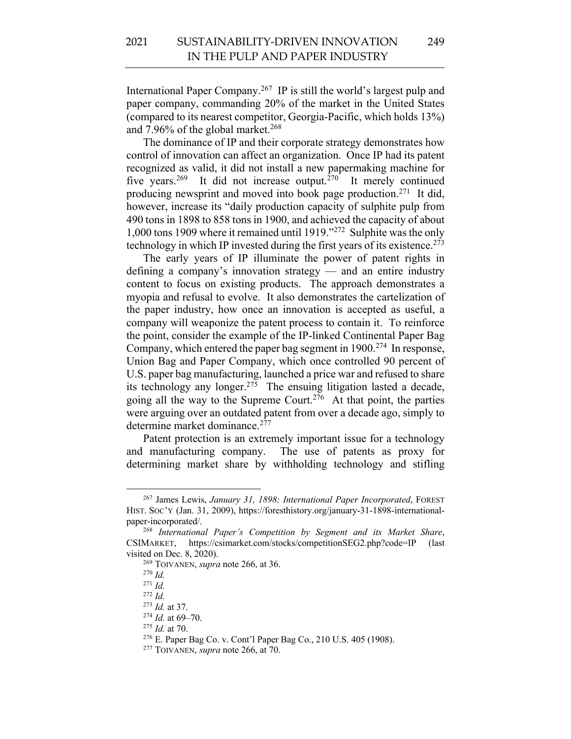International Paper Company.[267] IP is still the world's largest pulp and paper company, commanding 20% of the market in the United States (compared to its nearest competitor, Georgia-Pacific, which holds 13%) and 7.96% of the global market.[268]

The dominance of IP and their corporate strategy demonstrates how control of innovation can affect an organization. Once IP had its patent recognized as valid, it did not install a new papermaking machine for five years.[269] It did not increase output.[270] It merely continued producing newsprint and moved into book page production.[271] It did, however, increase its "daily production capacity of sulphite pulp from 490 tons in 1898 to 858 tons in 1900, and achieved the capacity of about 1,000 tons 1909 where it remained until 1919."[272] Sulphite was the only technology in which IP invested during the first years of its existence.[273]

The early years of IP illuminate the power of patent rights in defining a company's innovation strategy — and an entire industry content to focus on existing products. The approach demonstrates a myopia and refusal to evolve. It also demonstrates the cartelization of the paper industry, how once an innovation is accepted as useful, a company will weaponize the patent process to contain it. To reinforce the point, consider the example of the IP-linked Continental Paper Bag Company, which entered the paper bag segment in 1900.[274] In response, Union Bag and Paper Company, which once controlled 90 percent of U.S. paper bag manufacturing, launched a price war and refused to share its technology any longer.[275] The ensuing litigation lasted a decade, going all the way to the Supreme Court.[276] At that point, the parties were arguing over an outdated patent from over a decade ago, simply to determine market dominance.[277]

Patent protection is an extremely important issue for a technology and manufacturing company. The use of patents as proxy for determining market share by withholding technology and stifling

---

[267] James Lewis, *January 31, 1898: International Paper Incorporated*, FOREST HIST. SOC'Y (Jan. 31, 2009), https://foresthistory.org/january-31-1898-international-paper-incorporated/.

[268] *International Paper's Competition by Segment and its Market Share*, CSIMARKET, https://csimarket.com/stocks/competitionSEG2.php?code=IP (last visited on Dec. 8, 2020).

[269] TOIVANEN, *supra* note 266, at 36.

[270] *Id.*

[271] *Id.*

[272] *Id.*

[273] *Id.* at 37.

[274] *Id.* at 69–70.

[275] *Id.* at 70.

[276] E. Paper Bag Co. v. Cont'l Paper Bag Co., 210 U.S. 405 (1908).

[277] TOIVANEN, *supra* note 266, at 70.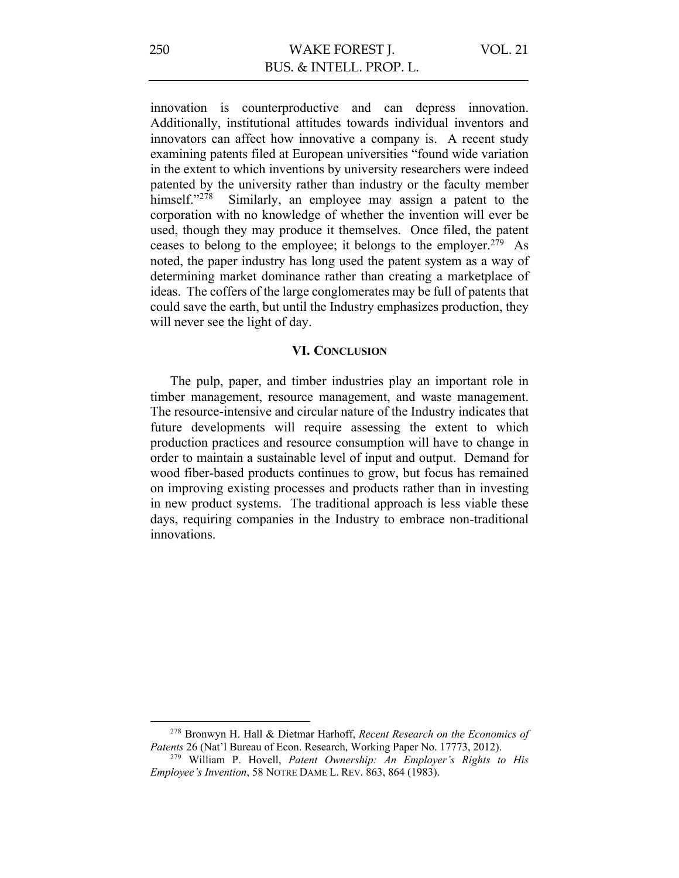innovation is counterproductive and can depress innovation. Additionally, institutional attitudes towards individual inventors and innovators can affect how innovative a company is. A recent study examining patents filed at European universities "found wide variation in the extent to which inventions by university researchers were indeed patented by the university rather than industry or the faculty member himself."[278] Similarly, an employee may assign a patent to the corporation with no knowledge of whether the invention will ever be used, though they may produce it themselves. Once filed, the patent ceases to belong to the employee; it belongs to the employer.[279] As noted, the paper industry has long used the patent system as a way of determining market dominance rather than creating a marketplace of ideas. The coffers of the large conglomerates may be full of patents that could save the earth, but until the Industry emphasizes production, they will never see the light of day.

## VI. CONCLUSION

The pulp, paper, and timber industries play an important role in timber management, resource management, and waste management. The resource-intensive and circular nature of the Industry indicates that future developments will require assessing the extent to which production practices and resource consumption will have to change in order to maintain a sustainable level of input and output. Demand for wood fiber-based products continues to grow, but focus has remained on improving existing processes and products rather than in investing in new product systems. The traditional approach is less viable these days, requiring companies in the Industry to embrace non-traditional innovations.

---

[278] Bronwyn H. Hall & Dietmar Harhoff, *Recent Research on the Economics of Patents* 26 (Nat'l Bureau of Econ. Research, Working Paper No. 17773, 2012).

[279] William P. Hovell, *Patent Ownership: An Employer's Rights to His Employee's Invention*, 58 NOTRE DAME L. REV. 863, 864 (1983).